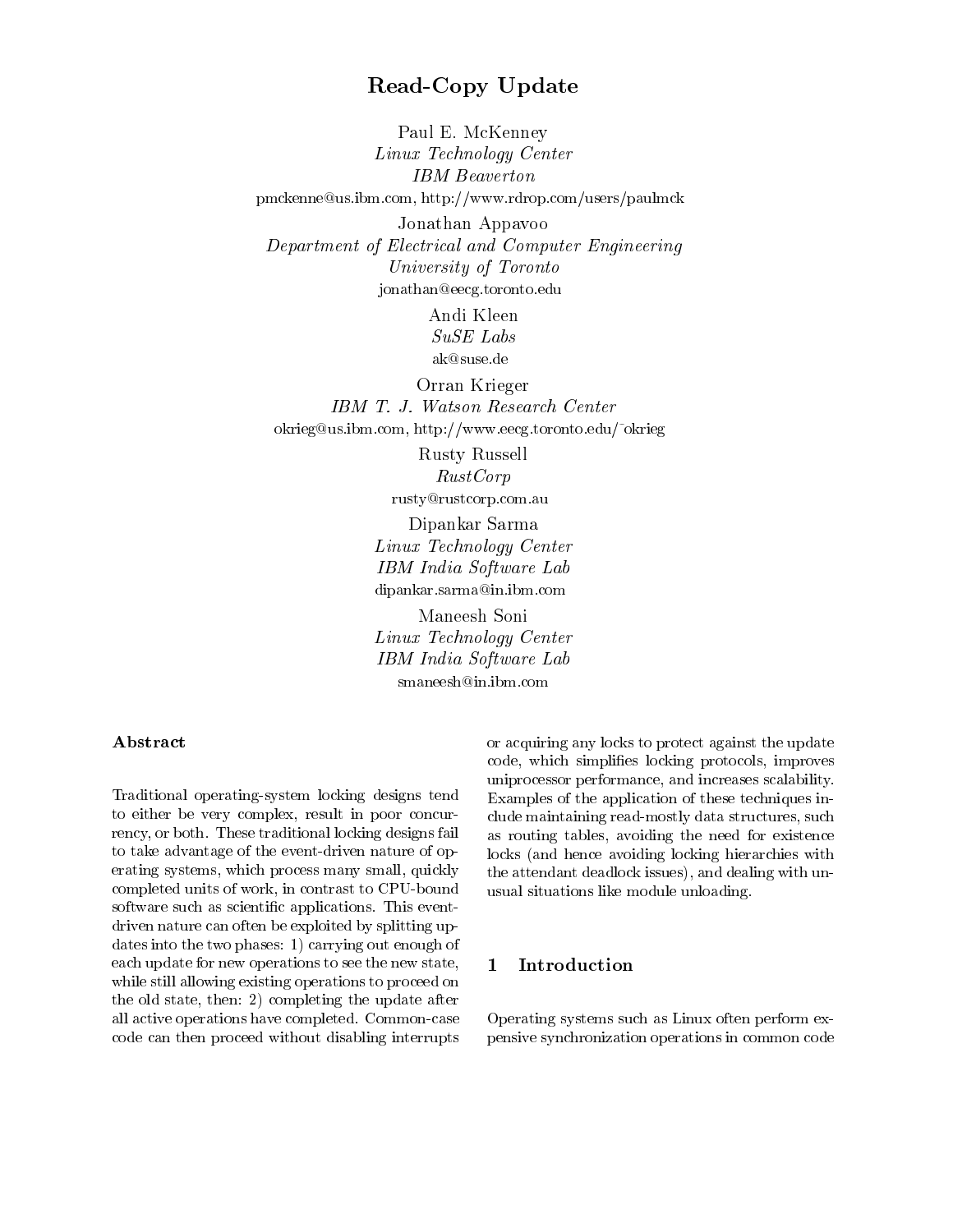# Read-Copy Update

Paul E. McKenney
*Linux Technology Center*
*IBM Beaverton*
pmckenne@us.ibm.com, http://www.rdrop.com/users/paulmck

Jonathan Appavoo
*Department of Electrical and Computer Engineering*
*University of Toronto*
jonathan@eecg.toronto.edu

Andi Kleen
*SuSE Labs*
ak@suse.de

Orran Krieger
*IBM T. J. Watson Research Center*
okrieg@us.ibm.com, http://www.eecg.toronto.edu/~okrieg

Rusty Russell
*RustCorp*
rusty@rustcorp.com.au

Dipankar Sarma
*Linux Technology Center*
*IBM India Software Lab*
dipankar.sarma@in.ibm.com

Maneesh Soni
*Linux Technology Center*
*IBM India Software Lab*
smaneesh@in.ibm.com

### Abstract

Traditional operating-system locking designs tend to either be very complex, result in poor concurrency, or both. These traditional locking designs fail to take advantage of the event-driven nature of operating systems, which process many small, quickly completed units of work, in contrast to CPU-bound software such as scientific applications. This event-driven nature can often be exploited by splitting updates into the two phases: 1) carrying out enough of each update for new operations to see the new state, while still allowing existing operations to proceed on the old state, then: 2) completing the update after all active operations have completed. Common-case code can then proceed without disabling interrupts or acquiring any locks to protect against the update code, which simplifies locking protocols, improves uniprocessor performance, and increases scalability. Examples of the application of these techniques include maintaining read-mostly data structures, such as routing tables, avoiding the need for existence locks (and hence avoiding locking hierarchies with the attendant deadlock issues), and dealing with unusual situations like module unloading.

## 1 Introduction

Operating systems such as Linux often perform expensive synchronization operations in common code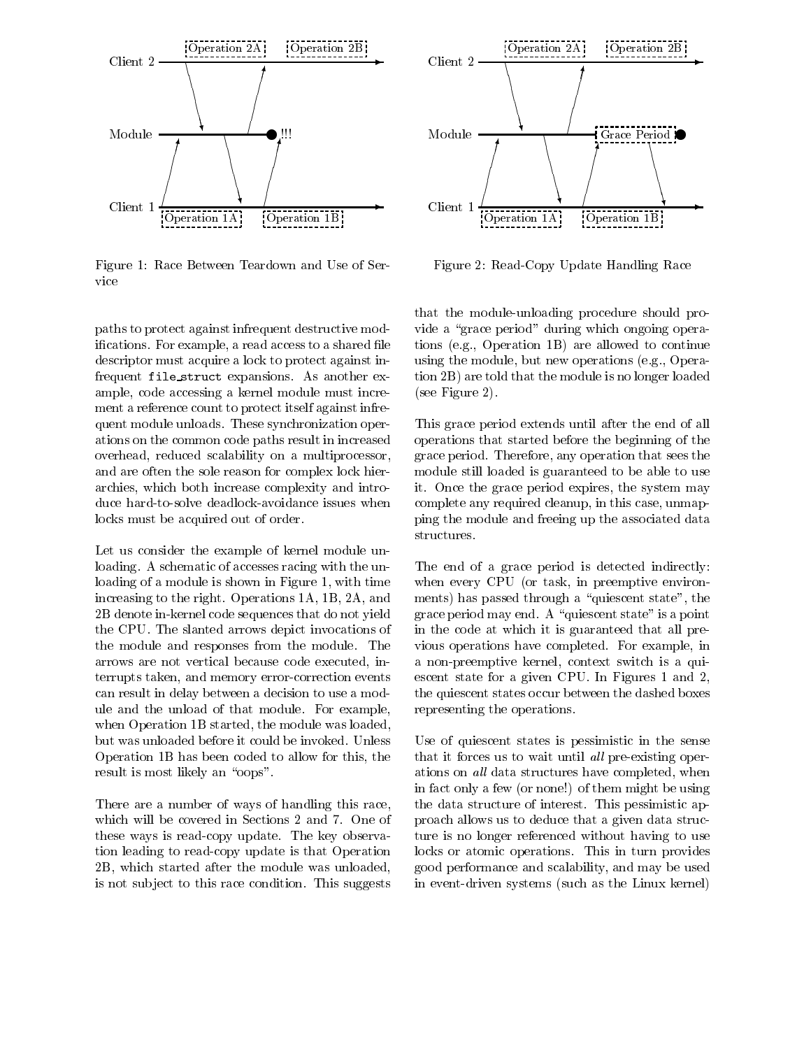Figure 1: Race Between Teardown and Use of Service

Figure 2: Read-Copy Update Handling Race

paths to protect against infrequent destructive modifications. For example, a read access to a shared file descriptor must acquire a lock to protect against infrequent `file_struct` expansions. As another example, code accessing a kernel module must increment a reference count to protect itself against infrequent module unloads. These synchronization operations on the common code paths result in increased overhead, reduced scalability on a multiprocessor, and are often the sole reason for complex lock hierarchies, which both increase complexity and introduce hard-to-solve deadlock-avoidance issues when locks must be acquired out of order.

Let us consider the example of kernel module unloading. A schematic of accesses racing with the unloading of a module is shown in Figure 1, with time increasing to the right. Operations 1A, 1B, 2A, and 2B denote in-kernel code sequences that do not yield the CPU. The slanted arrows depict invocations of the module and responses from the module. The arrows are not vertical because code executed, interrupts taken, and memory error-correction events can result in delay between a decision to use a module and the unload of that module. For example, when Operation 1B started, the module was loaded, but was unloaded before it could be invoked. Unless Operation 1B has been coded to allow for this, the result is most likely an "oops".

There are a number of ways of handling this race, which will be covered in Sections 2 and 7. One of these ways is read-copy update. The key observation leading to read-copy update is that Operation 2B, which started after the module was unloaded, is not subject to this race condition. This suggests that the module-unloading procedure should provide a "grace period" during which ongoing operations (e.g., Operation 1B) are allowed to continue using the module, but new operations (e.g., Operation 2B) are told that the module is no longer loaded (see Figure 2).

This grace period extends until after the end of all operations that started before the beginning of the grace period. Therefore, any operation that sees the module still loaded is guaranteed to be able to use it. Once the grace period expires, the system may complete any required cleanup, in this case, unmapping the module and freeing up the associated data structures.

The end of a grace period is detected indirectly: when every CPU (or task, in preemptive environments) has passed through a "quiescent state", the grace period may end. A "quiescent state" is a point in the code at which it is guaranteed that all previous operations have completed. For example, in a non-preemptive kernel, context switch is a quiescent state for a given CPU. In Figures 1 and 2, the quiescent states occur between the dashed boxes representing the operations.

Use of quiescent states is pessimistic in the sense that it forces us to wait until *all* pre-existing operations on *all* data structures have completed, when in fact only a few (or none!) of them might be using the data structure of interest. This pessimistic approach allows us to deduce that a given data structure is no longer referenced without having to use locks or atomic operations. This in turn provides good performance and scalability, and may be used in event-driven systems (such as the Linux kernel)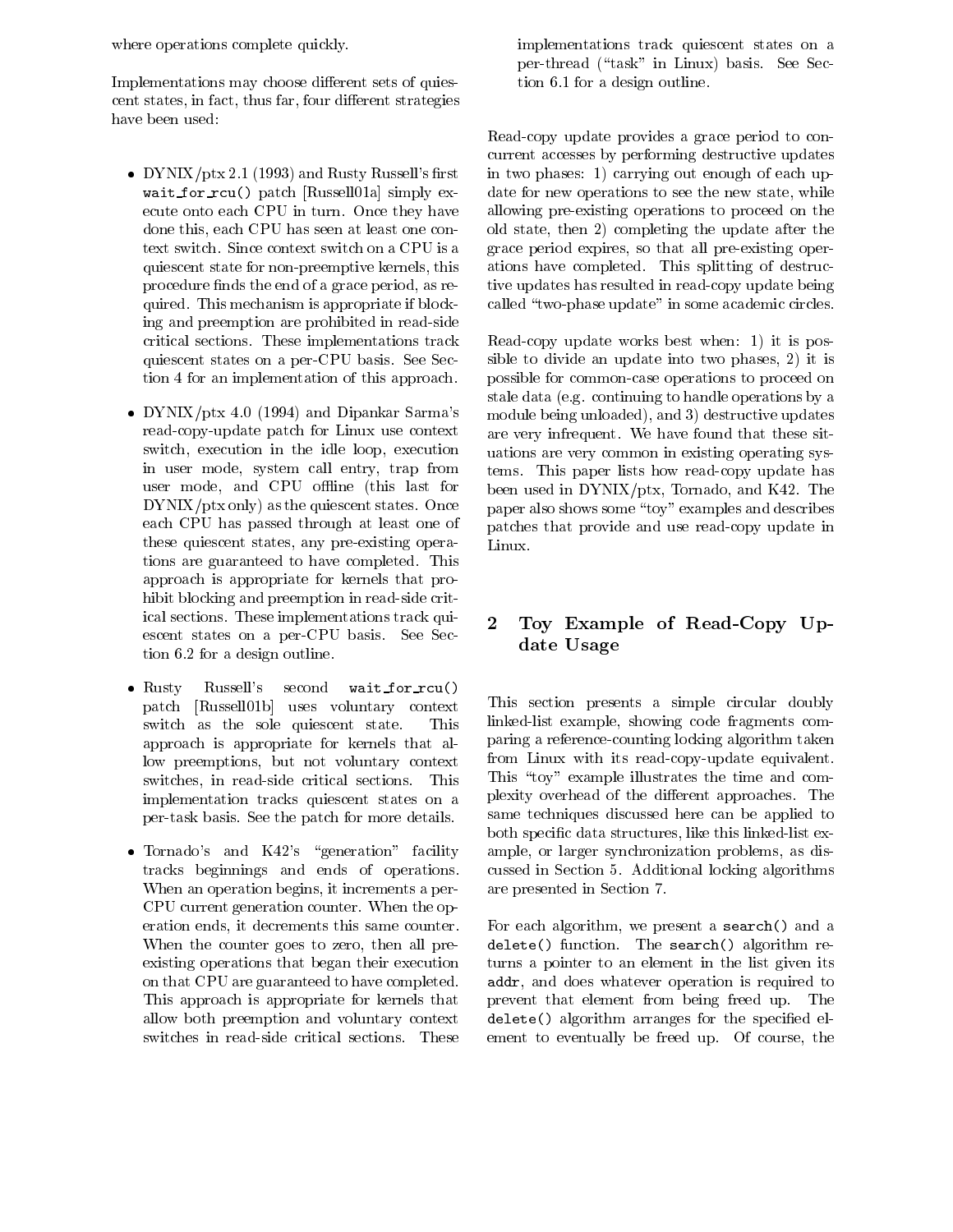where operations complete quickly.

Implementations may choose different sets of quiescent states, in fact, thus far, four different strategies have been used:

- DYNIX/ptx 2.1 (1993) and Rusty Russell's first `wait_for_rcu()` patch [Russell01a] simply execute onto each CPU in turn. Once they have done this, each CPU has seen at least one context switch. Since context switch on a CPU is a quiescent state for non-preemptive kernels, this procedure finds the end of a grace period, as required. This mechanism is appropriate if blocking and preemption are prohibited in read-side critical sections. These implementations track quiescent states on a per-CPU basis. See Section 4 for an implementation of this approach.

- DYNIX/ptx 4.0 (1994) and Dipankar Sarma's read-copy-update patch for Linux use context switch, execution in the idle loop, execution in user mode, system call entry, trap from user mode, and CPU offline (this last for DYNIX/ptx only) as the quiescent states. Once each CPU has passed through at least one of these quiescent states, any pre-existing operations are guaranteed to have completed. This approach is appropriate for kernels that prohibit blocking and preemption in read-side critical sections. These implementations track quiescent states on a per-CPU basis. See Section 6.2 for a design outline.

- Rusty Russell's second `wait_for_rcu()` patch [Russell01b] uses voluntary context switch as the sole quiescent state. This approach is appropriate for kernels that allow preemptions, but not voluntary context switches, in read-side critical sections. This implementation tracks quiescent states on a per-task basis. See the patch for more details.

- Tornado's and K42's "generation" facility tracks beginnings and ends of operations. When an operation begins, it increments a per-CPU current generation counter. When the operation ends, it decrements this same counter. When the counter goes to zero, then all pre-existing operations that began their execution on that CPU are guaranteed to have completed. This approach is appropriate for kernels that allow both preemption and voluntary context switches in read-side critical sections. These implementations track quiescent states on a per-thread ("task" in Linux) basis. See Section 6.1 for a design outline.

Read-copy update provides a grace period to concurrent accesses by performing destructive updates in two phases: 1) carrying out enough of each update for new operations to see the new state, while allowing pre-existing operations to proceed on the old state, then 2) completing the update after the grace period expires, so that all pre-existing operations have completed. This splitting of destructive updates has resulted in read-copy update being called "two-phase update" in some academic circles.

Read-copy update works best when: 1) it is possible to divide an update into two phases, 2) it is possible for common-case operations to proceed on stale data (e.g. continuing to handle operations by a module being unloaded), and 3) destructive updates are very infrequent. We have found that these situations are very common in existing operating systems. This paper lists how read-copy update has been used in DYNIX/ptx, Tornado, and K42. The paper also shows some "toy" examples and describes patches that provide and use read-copy update in Linux.

## 2 Toy Example of Read-Copy Update Usage

This section presents a simple circular doubly linked-list example, showing code fragments comparing a reference-counting locking algorithm taken from Linux with its read-copy-update equivalent. This "toy" example illustrates the time and complexity overhead of the different approaches. The same techniques discussed here can be applied to both specific data structures, like this linked-list example, or larger synchronization problems, as discussed in Section 5. Additional locking algorithms are presented in Section 7.

For each algorithm, we present a `search()` and a `delete()` function. The `search()` algorithm returns a pointer to an element in the list given its `addr`, and does whatever operation is required to prevent that element from being freed up. The `delete()` algorithm arranges for the specified element to eventually be freed up. Of course, the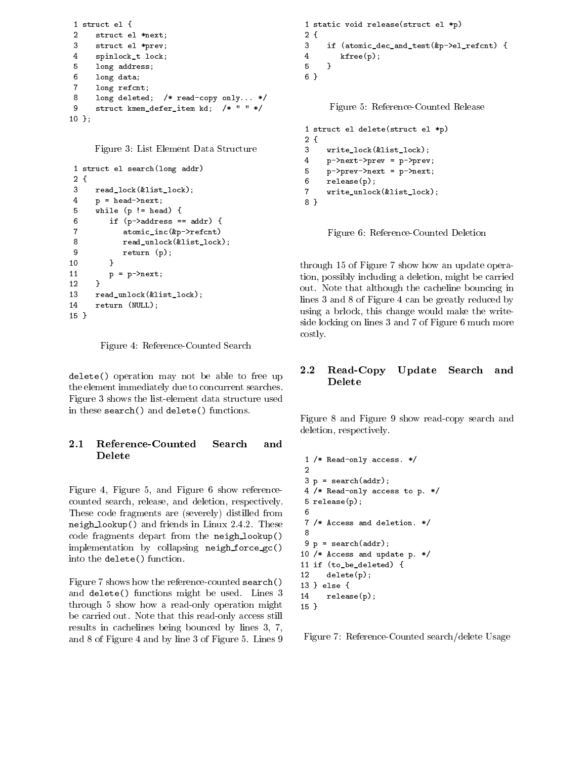```
 1 struct el {
 2    struct el *next;
 3    struct el *prev;
 4    spinlock_t lock;
 5    long address;
 6    long data;
 7    long refcnt;
 8    long deleted;  /* read-copy only... */
 9    struct kmem_defer_item kd;  /* " " */
10 };
```

Figure 3: List Element Data Structure

```
 1 struct el search(long addr)
 2 {
 3    read_lock(&list_lock);
 4    p = head->next;
 5    while (p != head) {
 6       if (p->address == addr) {
 7          atomic_inc(&p->refcnt)
 8          read_unlock(&list_lock);
 9          return (p);
10       }
11       p = p->next;
12    }
13    read_unlock(&list_lock);
14    return (NULL);
15 }
```

Figure 4: Reference-Counted Search

delete() operation may not be able to free up the element immediately due to concurrent searches. Figure 3 shows the list-element data structure used in these search() and delete() functions.

### 2.1 Reference-Counted Search and Delete

Figure 4, Figure 5, and Figure 6 show reference-counted search, release, and deletion, respectively. These code fragments are (severely) distilled from neigh_lookup() and friends in Linux 2.4.2. These code fragments depart from the neigh_lookup() implementation by collapsing neigh_force_gc() into the delete() function.

Figure 7 shows how the reference-counted search() and delete() functions might be used. Lines 3 through 5 show how a read-only operation might be carried out. Note that this read-only access still results in cachelines being bounced by lines 3, 7, and 8 of Figure 4 and by line 3 of Figure 5. Lines 9 through 15 of Figure 7 show how an update operation, possibly including a deletion, might be carried out. Note that although the cacheline bouncing in lines 3 and 8 of Figure 4 can be greatly reduced by using a brlock, this change would make the write-side locking on lines 3 and 7 of Figure 6 much more costly.

```
1 static void release(struct el *p)
2 {
3    if (atomic_dec_and_test(&p->el_refcnt) {
4       kfree(p);
5    }
6 }
```

Figure 5: Reference-Counted Release

```
1 struct el delete(struct el *p)
2 {
3    write_lock(&list_lock);
4    p->next->prev = p->prev;
5    p->prev->next = p->next;
6    release(p);
7    write_unlock(&list_lock);
8 }
```

Figure 6: Reference-Counted Deletion

### 2.2 Read-Copy Update Search and Delete

Figure 8 and Figure 9 show read-copy search and deletion, respectively.

```
 1 /* Read-only access. */
 2
 3 p = search(addr);
 4 /* Read-only access to p. */
 5 release(p);
 6
 7 /* Access and deletion. */
 8
 9 p = search(addr);
10 /* Access and update p. */
11 if (to_be_deleted) {
12    delete(p);
13 } else {
14    release(p);
15 }
```

Figure 7: Reference-Counted search/delete Usage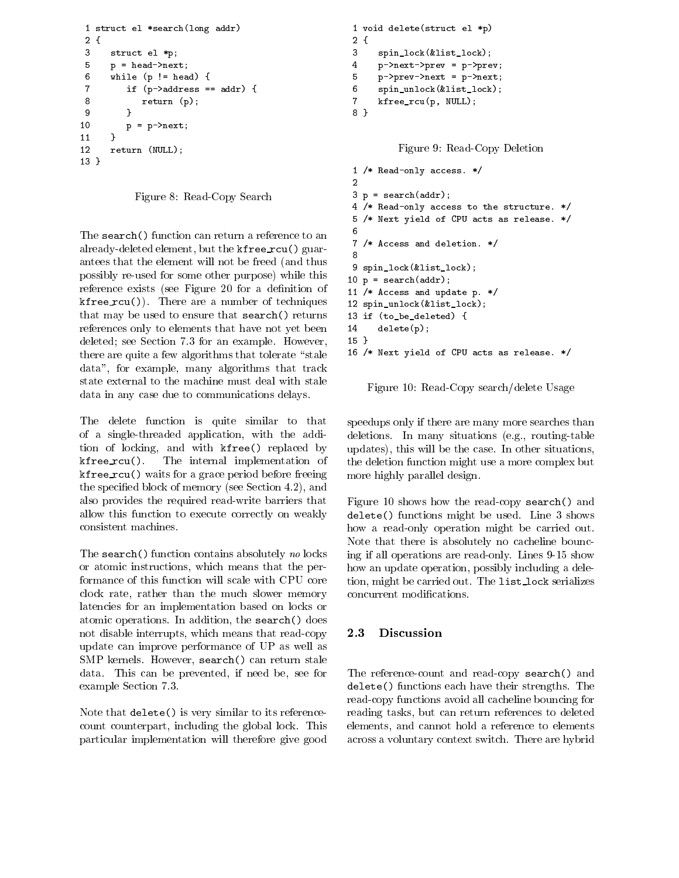```
 1 struct el *search(long addr)
 2 {
 3    struct el *p;
 5    p = head->next;
 6    while (p != head) {
 7       if (p->address == addr) {
 8          return (p);
 9       }
10       p = p->next;
11    }
12    return (NULL);
13 }
```

Figure 8: Read-Copy Search

The search() function can return a reference to an already-deleted element, but the kfree_rcu() guarantees that the element will not be freed (and thus possibly re-used for some other purpose) while this reference exists (see Figure 20 for a definition of kfree_rcu()). There are a number of techniques that may be used to ensure that search() returns references only to elements that have not yet been deleted; see Section 7.3 for an example. However, there are quite a few algorithms that tolerate "stale data", for example, many algorithms that track state external to the machine must deal with stale data in any case due to communications delays.

The delete function is quite similar to that of a single-threaded application, with the addition of locking, and with kfree() replaced by kfree_rcu(). The internal implementation of kfree_rcu() waits for a grace period before freeing the specified block of memory (see Section 4.2), and also provides the required read-write barriers that allow this function to execute correctly on weakly consistent machines.

The search() function contains absolutely *no* locks or atomic instructions, which means that the performance of this function will scale with CPU core clock rate, rather than the much slower memory latencies for an implementation based on locks or atomic operations. In addition, the search() does not disable interrupts, which means that read-copy update can improve performance of UP as well as SMP kernels. However, search() can return stale data. This can be prevented, if need be, see for example Section 7.3.

Note that delete() is very similar to its reference-count counterpart, including the global lock. This particular implementation will therefore give good speedups only if there are many more searches than deletions. In many situations (e.g., routing-table updates), this will be the case. In other situations, the deletion function might use a more complex but more highly parallel design.

```
1 void delete(struct el *p)
2 {
3    spin_lock(&list_lock);
4    p->next->prev = p->prev;
5    p->prev->next = p->next;
6    spin_unlock(&list_lock);
7    kfree_rcu(p, NULL);
8 }
```

Figure 9: Read-Copy Deletion

```
 1 /* Read-only access. */
 2
 3 p = search(addr);
 4 /* Read-only access to the structure. */
 5 /* Next yield of CPU acts as release. */
 6
 7 /* Access and deletion. */
 8
 9 spin_lock(&list_lock);
10 p = search(addr);
11 /* Access and update p. */
12 spin_unlock(&list_lock);
13 if (to_be_deleted) {
14    delete(p);
15 }
16 /* Next yield of CPU acts as release. */
```

Figure 10: Read-Copy search/delete Usage

Figure 10 shows how the read-copy search() and delete() functions might be used. Line 3 shows how a read-only operation might be carried out. Note that there is absolutely no cacheline bouncing if all operations are read-only. Lines 9-15 show how an update operation, possibly including a deletion, might be carried out. The list_lock serializes concurrent modifications.

## 2.3 Discussion

The reference-count and read-copy search() and delete() functions each have their strengths. The read-copy functions avoid all cacheline bouncing for reading tasks, but can return references to deleted elements, and cannot hold a reference to elements across a voluntary context switch. There are hybrid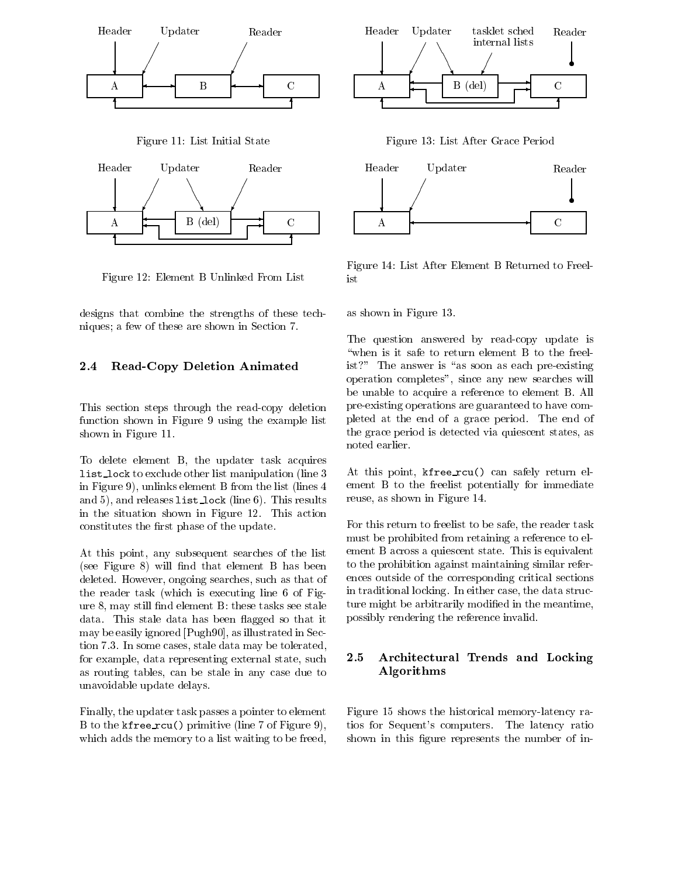Figure 11: List Initial State

Figure 12: Element B Unlinked From List

designs that combine the strengths of these techniques; a few of these are shown in Section 7.

### 2.4 Read-Copy Deletion Animated

This section steps through the read-copy deletion function shown in Figure 9 using the example list shown in Figure 11.

To delete element B, the updater task acquires `list_lock` to exclude other list manipulation (line 3 in Figure 9), unlinks element B from the list (lines 4 and 5), and releases `list_lock` (line 6). This results in the situation shown in Figure 12. This action constitutes the first phase of the update.

At this point, any subsequent searches of the list (see Figure 8) will find that element B has been deleted. However, ongoing searches, such as that of the reader task (which is executing line 6 of Figure 8, may still find element B: these tasks see stale data. This stale data has been flagged so that it may be easily ignored [Pugh90], as illustrated in Section 7.3. In some cases, stale data may be tolerated, for example, data representing external state, such as routing tables, can be stale in any case due to unavoidable update delays.

Finally, the updater task passes a pointer to element B to the `kfree_rcu()` primitive (line 7 of Figure 9), which adds the memory to a list waiting to be freed, as shown in Figure 13.

Figure 13: List After Grace Period

Figure 14: List After Element B Returned to Freelist

The question answered by read-copy update is "when is it safe to return element B to the freelist?" The answer is "as soon as each pre-existing operation completes", since any new searches will be unable to acquire a reference to element B. All pre-existing operations are guaranteed to have completed at the end of a grace period. The end of the grace period is detected via quiescent states, as noted earlier.

At this point, `kfree_rcu()` can safely return element B to the freelist potentially for immediate reuse, as shown in Figure 14.

For this return to freelist to be safe, the reader task must be prohibited from retaining a reference to element B across a quiescent state. This is equivalent to the prohibition against maintaining similar references outside of the corresponding critical sections in traditional locking. In either case, the data structure might be arbitrarily modified in the meantime, possibly rendering the reference invalid.

### 2.5 Architectural Trends and Locking Algorithms

Figure 15 shows the historical memory-latency ratios for Sequent's computers. The latency ratio shown in this figure represents the number of in-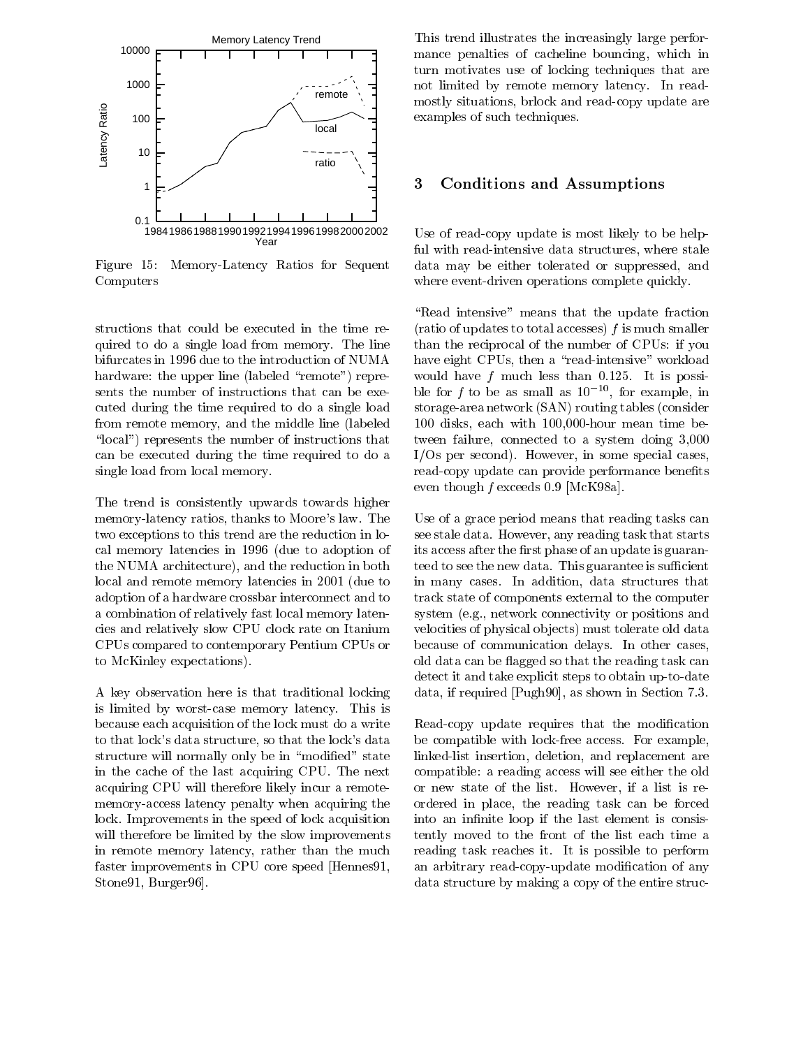Figure 15: Memory-Latency Ratios for Sequent Computers

structions that could be executed in the time required to do a single load from memory. The line bifurcates in 1996 due to the introduction of NUMA hardware: the upper line (labeled "remote") represents the number of instructions that can be executed during the time required to do a single load from remote memory, and the middle line (labeled "local") represents the number of instructions that can be executed during the time required to do a single load from local memory.

The trend is consistently upwards towards higher memory-latency ratios, thanks to Moore's law. The two exceptions to this trend are the reduction in local memory latencies in 1996 (due to adoption of the NUMA architecture), and the reduction in both local and remote memory latencies in 2001 (due to adoption of a hardware crossbar interconnect and to a combination of relatively fast local memory latencies and relatively slow CPU clock rate on Itanium CPUs compared to contemporary Pentium CPUs or to McKinley expectations).

A key observation here is that traditional locking is limited by worst-case memory latency. This is because each acquisition of the lock must do a write to that lock's data structure, so that the lock's data structure will normally only be in "modified" state in the cache of the last acquiring CPU. The next acquiring CPU will therefore likely incur a remote-memory-access latency penalty when acquiring the lock. Improvements in the speed of lock acquisition will therefore be limited by the slow improvements in remote memory latency, rather than the much faster improvements in CPU core speed [Hennes91, Stone91, Burger96].

This trend illustrates the increasingly large performance penalties of cacheline bouncing, which in turn motivates use of locking techniques that are not limited by remote memory latency. In read-mostly situations, brlock and read-copy update are examples of such techniques.

## 3 Conditions and Assumptions

Use of read-copy update is most likely to be helpful with read-intensive data structures, where stale data may be either tolerated or suppressed, and where event-driven operations complete quickly.

"Read intensive" means that the update fraction (ratio of updates to total accesses) $f$ is much smaller than the reciprocal of the number of CPUs: if you have eight CPUs, then a "read-intensive" workload would have $f$ much less than 0.125. It is possible for $f$ to be as small as $10^{-10}$, for example, in storage-area network (SAN) routing tables (consider 100 disks, each with 100,000-hour mean time between failure, connected to a system doing 3,000 I/Os per second). However, in some special cases, read-copy update can provide performance benefits even though $f$ exceeds 0.9 [McK98a].

Use of a grace period means that reading tasks can see stale data. However, any reading task that starts its access after the first phase of an update is guaranteed to see the new data. This guarantee is sufficient in many cases. In addition, data structures that track state of components external to the computer system (e.g., network connectivity or positions and velocities of physical objects) must tolerate old data because of communication delays. In other cases, old data can be flagged so that the reading task can detect it and take explicit steps to obtain up-to-date data, if required [Pugh90], as shown in Section 7.3.

Read-copy update requires that the modification be compatible with lock-free access. For example, linked-list insertion, deletion, and replacement are compatible: a reading access will see either the old or new state of the list. However, if a list is reordered in place, the reading task can be forced into an infinite loop if the last element is consistently moved to the front of the list each time a reading task reaches it. It is possible to perform an arbitrary read-copy-update modification of any data structure by making a copy of the entire struc-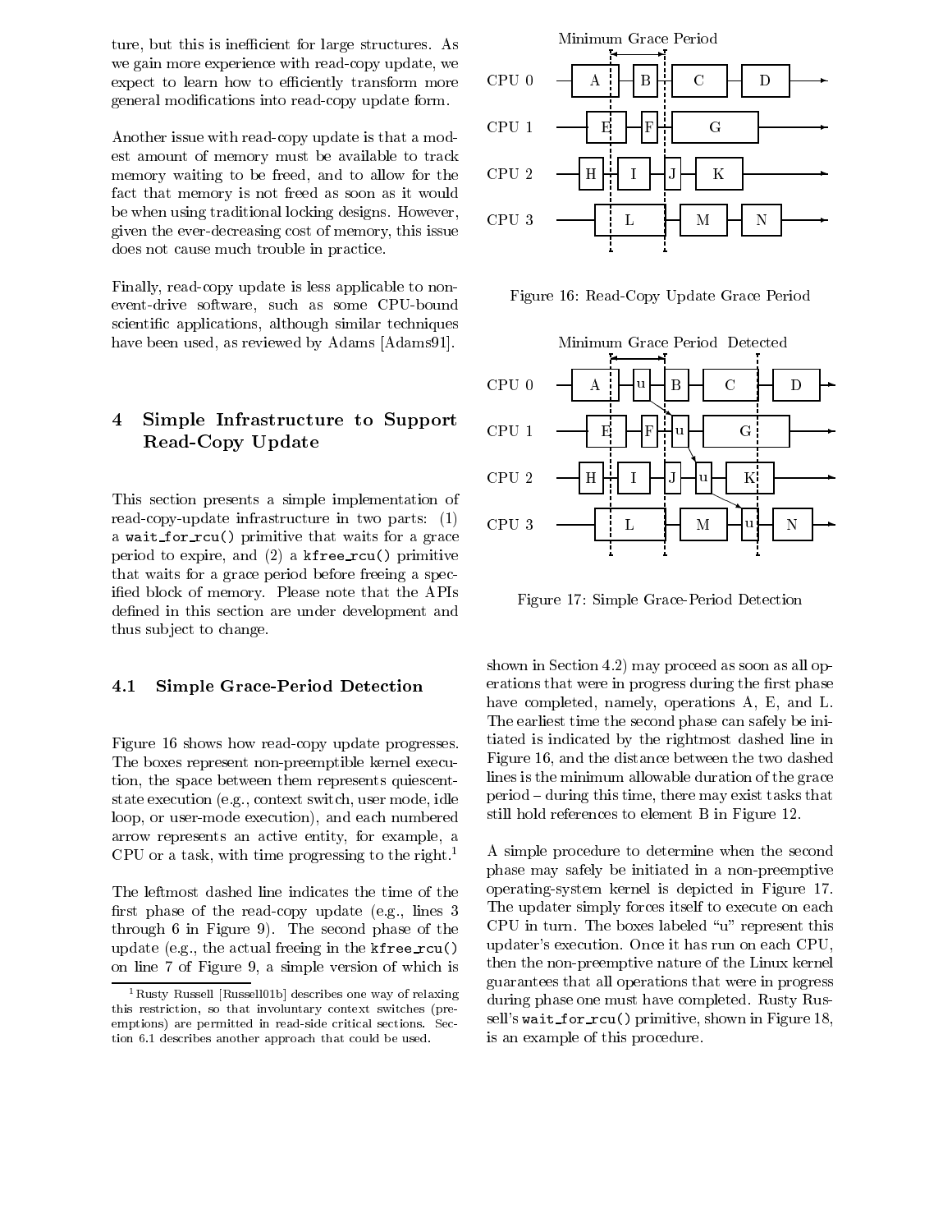ture, but this is inefficient for large structures. As we gain more experience with read-copy update, we expect to learn how to efficiently transform more general modifications into read-copy update form.

Another issue with read-copy update is that a modest amount of memory must be available to track memory waiting to be freed, and to allow for the fact that memory is not freed as soon as it would be when using traditional locking designs. However, given the ever-decreasing cost of memory, this issue does not cause much trouble in practice.

Finally, read-copy update is less applicable to non-event-drive software, such as some CPU-bound scientific applications, although similar techniques have been used, as reviewed by Adams [Adams91].

## 4 Simple Infrastructure to Support Read-Copy Update

This section presents a simple implementation of read-copy-update infrastructure in two parts: (1) a `wait_for_rcu()` primitive that waits for a grace period to expire, and (2) a `kfree_rcu()` primitive that waits for a grace period before freeing a specified block of memory. Please note that the APIs defined in this section are under development and thus subject to change.

### 4.1 Simple Grace-Period Detection

Figure 16 shows how read-copy update progresses. The boxes represent non-preemptible kernel execution, the space between them represents quiescent-state execution (e.g., context switch, user mode, idle loop, or user-mode execution), and each numbered arrow represents an active entity, for example, a CPU or a task, with time progressing to the right.[1]

The leftmost dashed line indicates the time of the first phase of the read-copy update (e.g., lines 3 through 6 in Figure 9). The second phase of the update (e.g., the actual freeing in the `kfree_rcu()` on line 7 of Figure 9, a simple version of which is shown in Section 4.2) may proceed as soon as all operations that were in progress during the first phase have completed, namely, operations A, E, and L. The earliest time the second phase can safely be initiated is indicated by the rightmost dashed line in Figure 16, and the distance between the two dashed lines is the minimum allowable duration of the grace period – during this time, there may exist tasks that still hold references to element B in Figure 12.

Figure 16: Read-Copy Update Grace Period

Figure 17: Simple Grace-Period Detection

A simple procedure to determine when the second phase may safely be initiated in a non-preemptive operating-system kernel is depicted in Figure 17. The updater simply forces itself to execute on each CPU in turn. The boxes labeled "u" represent this updater's execution. Once it has run on each CPU, then the non-preemptive nature of the Linux kernel guarantees that all operations that were in progress during phase one must have completed. Rusty Russell's `wait_for_rcu()` primitive, shown in Figure 18, is an example of this procedure.

[1] Rusty Russell [Russell01b] describes one way of relaxing this restriction, so that involuntary context switches (preemptions) are permitted in read-side critical sections. Section 6.1 describes another approach that could be used.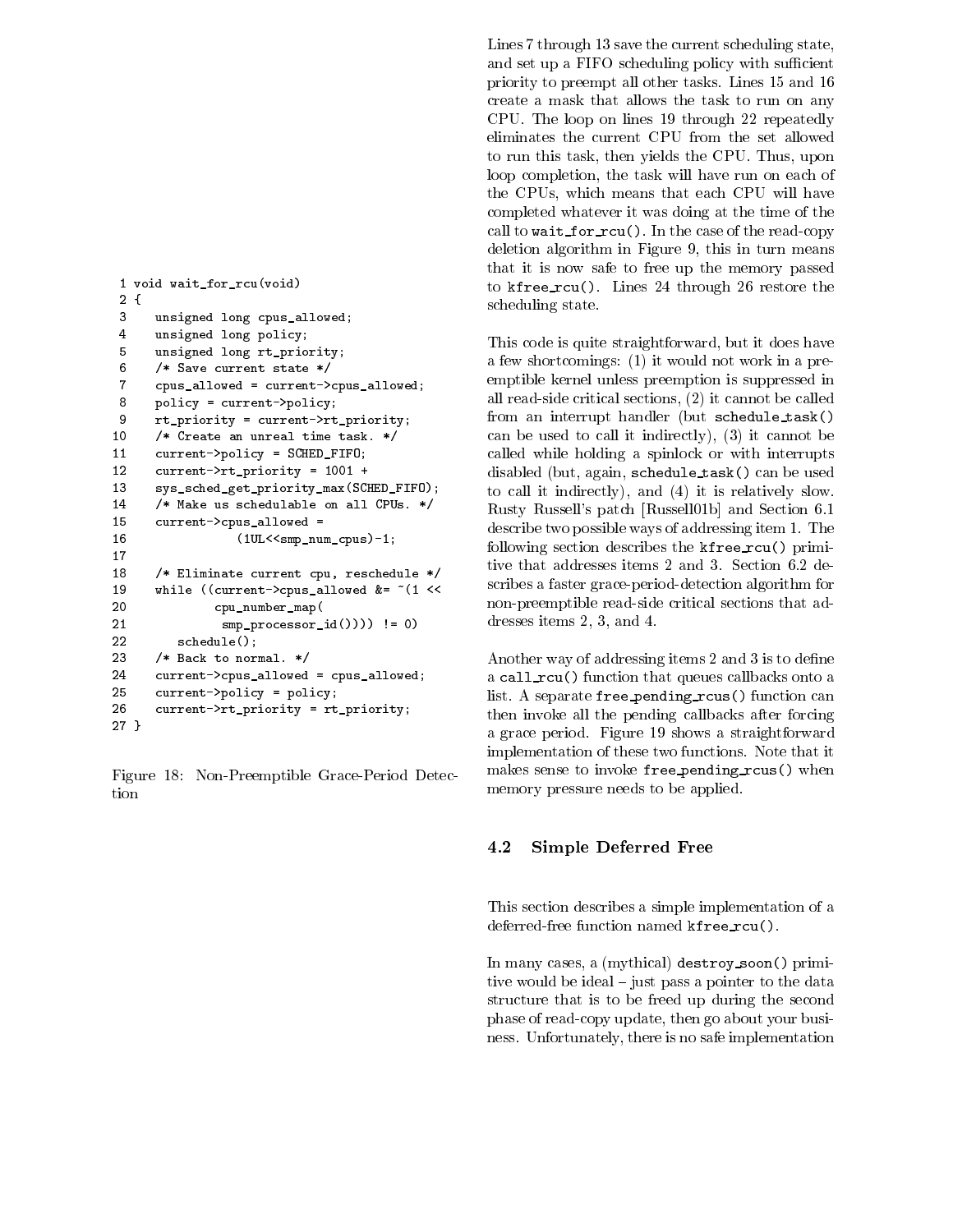```
 1 void wait_for_rcu(void)
 2 {
 3    unsigned long cpus_allowed;
 4    unsigned long policy;
 5    unsigned long rt_priority;
 6    /* Save current state */
 7    cpus_allowed = current->cpus_allowed;
 8    policy = current->policy;
 9    rt_priority = current->rt_priority;
10    /* Create an unreal time task. */
11    current->policy = SCHED_FIFO;
12    current->rt_priority = 1001 +
13    sys_sched_get_priority_max(SCHED_FIFO);
14    /* Make us schedulable on all CPUs. */
15    current->cpus_allowed =
16              (1UL<<smp_num_cpus)-1;
17
18    /* Eliminate current cpu, reschedule */
19    while ((current->cpus_allowed &= ~(1 <<
20           cpu_number_map(
21            smp_processor_id()))) != 0)
22       schedule();
23    /* Back to normal. */
24    current->cpus_allowed = cpus_allowed;
25    current->policy = policy;
26    current->rt_priority = rt_priority;
27 }
```

Figure 18: Non-Preemptible Grace-Period Detection

Lines 7 through 13 save the current scheduling state, and set up a FIFO scheduling policy with sufficient priority to preempt all other tasks. Lines 15 and 16 create a mask that allows the task to run on any CPU. The loop on lines 19 through 22 repeatedly eliminates the current CPU from the set allowed to run this task, then yields the CPU. Thus, upon loop completion, the task will have run on each of the CPUs, which means that each CPU will have completed whatever it was doing at the time of the call to `wait_for_rcu()`. In the case of the read-copy deletion algorithm in Figure 9, this in turn means that it is now safe to free up the memory passed to `kfree_rcu()`. Lines 24 through 26 restore the scheduling state.

This code is quite straightforward, but it does have a few shortcomings: (1) it would not work in a preemptible kernel unless preemption is suppressed in all read-side critical sections, (2) it cannot be called from an interrupt handler (but `schedule_task()` can be used to call it indirectly), (3) it cannot be called while holding a spinlock or with interrupts disabled (but, again, `schedule_task()` can be used to call it indirectly), and (4) it is relatively slow. Rusty Russell's patch [Russell01b] and Section 6.1 describe two possible ways of addressing item 1. The following section describes the `kfree_rcu()` primitive that addresses items 2 and 3. Section 6.2 describes a faster grace-period-detection algorithm for non-preemptible read-side critical sections that addresses items 2, 3, and 4.

Another way of addressing items 2 and 3 is to define a `call_rcu()` function that queues callbacks onto a list. A separate `free_pending_rcus()` function can then invoke all the pending callbacks after forcing a grace period. Figure 19 shows a straightforward implementation of these two functions. Note that it makes sense to invoke `free_pending_rcus()` when memory pressure needs to be applied.

## 4.2 Simple Deferred Free

This section describes a simple implementation of a deferred-free function named `kfree_rcu()`.

In many cases, a (mythical) `destroy_soon()` primitive would be ideal – just pass a pointer to the data structure that is to be freed up during the second phase of read-copy update, then go about your business. Unfortunately, there is no safe implementation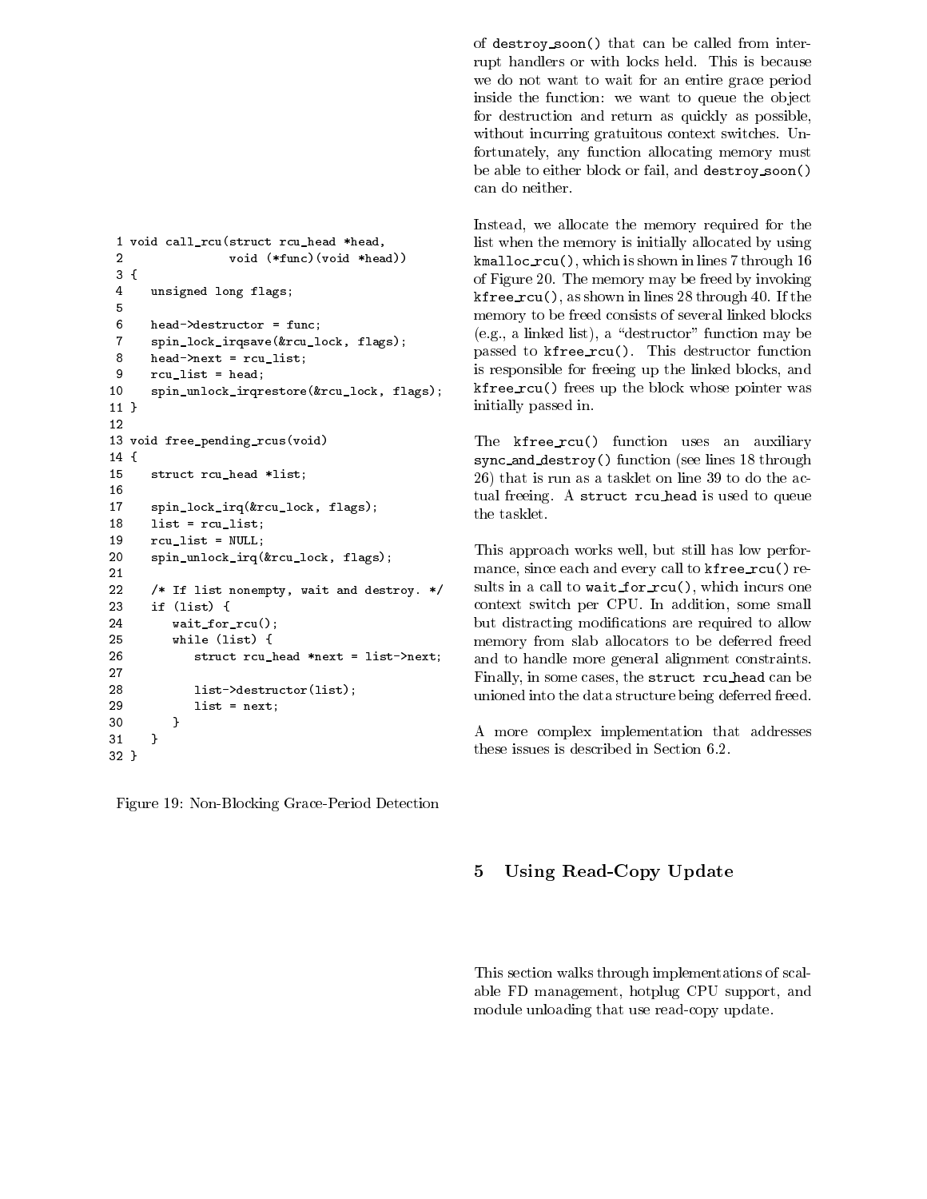```
 1 void call_rcu(struct rcu_head *head,
 2               void (*func)(void *head))
 3 {
 4    unsigned long flags;
 5
 6    head->destructor = func;
 7    spin_lock_irqsave(&rcu_lock, flags);
 8    head->next = rcu_list;
 9    rcu_list = head;
10    spin_unlock_irqrestore(&rcu_lock, flags);
11 }
12
13 void free_pending_rcus(void)
14 {
15    struct rcu_head *list;
16
17    spin_lock_irq(&rcu_lock, flags);
18    list = rcu_list;
19    rcu_list = NULL;
20    spin_unlock_irq(&rcu_lock, flags);
21
22    /* If list nonempty, wait and destroy. */
23    if (list) {
24       wait_for_rcu();
25       while (list) {
26          struct rcu_head *next = list->next;
27
28          list->destructor(list);
29          list = next;
30       }
31    }
32 }
```

Figure 19: Non-Blocking Grace-Period Detection

of destroy_soon() that can be called from interrupt handlers or with locks held. This is because we do not want to wait for an entire grace period inside the function: we want to queue the object for destruction and return as quickly as possible, without incurring gratuitous context switches. Unfortunately, any function allocating memory must be able to either block or fail, and destroy_soon() can do neither.

Instead, we allocate the memory required for the list when the memory is initially allocated by using kmalloc_rcu(), which is shown in lines 7 through 16 of Figure 20. The memory may be freed by invoking kfree_rcu(), as shown in lines 28 through 40. If the memory to be freed consists of several linked blocks (e.g., a linked list), a "destructor" function may be passed to kfree_rcu(). This destructor function is responsible for freeing up the linked blocks, and kfree_rcu() frees up the block whose pointer was initially passed in.

The kfree_rcu() function uses an auxiliary sync_and_destroy() function (see lines 18 through 26) that is run as a tasklet on line 39 to do the actual freeing. A struct rcu_head is used to queue the tasklet.

This approach works well, but still has low performance, since each and every call to kfree_rcu() results in a call to wait_for_rcu(), which incurs one context switch per CPU. In addition, some small but distracting modifications are required to allow memory from slab allocators to be deferred freed and to handle more general alignment constraints. Finally, in some cases, the struct rcu_head can be unioned into the data structure being deferred freed.

A more complex implementation that addresses these issues is described in Section 6.2.

# 5 Using Read-Copy Update

This section walks through implementations of scalable FD management, hotplug CPU support, and module unloading that use read-copy update.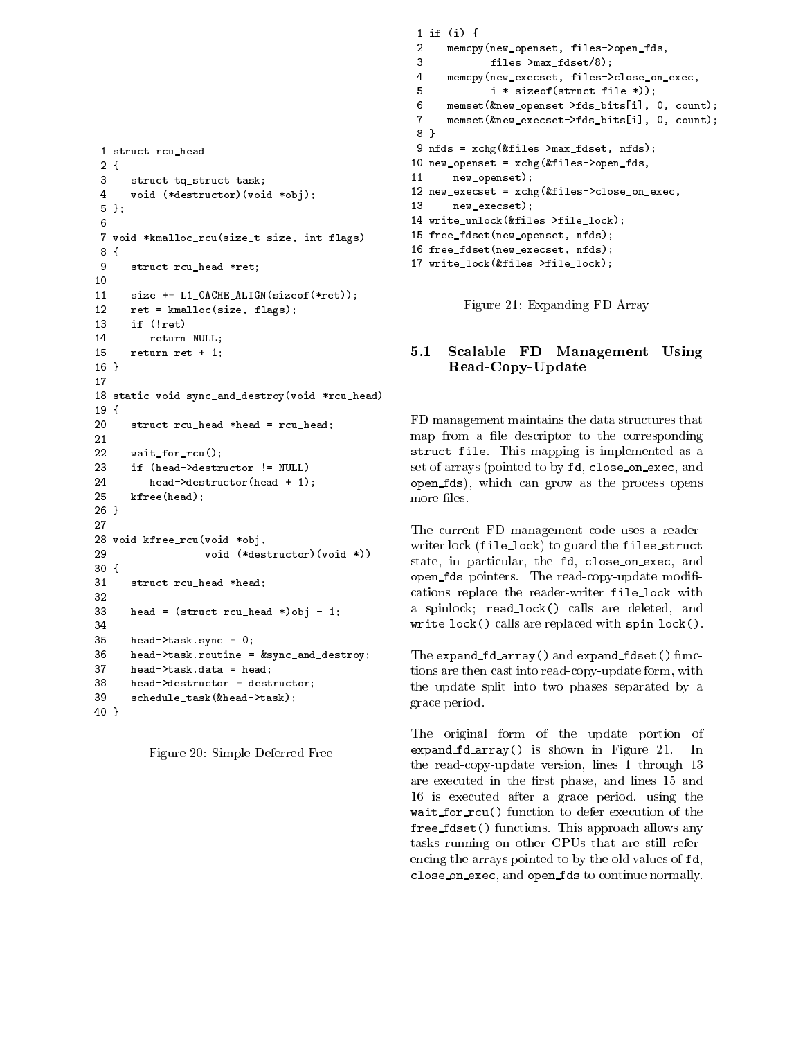```
 1 struct rcu_head
 2 {
 3    struct tq_struct task;
 4    void (*destructor)(void *obj);
 5 };
 6
 7 void *kmalloc_rcu(size_t size, int flags)
 8 {
 9    struct rcu_head *ret;
10
11    size += L1_CACHE_ALIGN(sizeof(*ret));
12    ret = kmalloc(size, flags);
13    if (!ret)
14       return NULL;
15    return ret + 1;
16 }
17
18 static void sync_and_destroy(void *rcu_head)
19 {
20    struct rcu_head *head = rcu_head;
21
22    wait_for_rcu();
23    if (head->destructor != NULL)
24       head->destructor(head + 1);
25    kfree(head);
26 }
27
28 void kfree_rcu(void *obj,
29                void (*destructor)(void *))
30 {
31    struct rcu_head *head;
32
33    head = (struct rcu_head *)obj - 1;
34
35    head->task.sync = 0;
36    head->task.routine = &sync_and_destroy;
37    head->task.data = head;
38    head->destructor = destructor;
39    schedule_task(&head->task);
40 }
```

Figure 20: Simple Deferred Free

```
 1 if (i) {
 2    memcpy(new_openset, files->open_fds,
 3           files->max_fdset/8);
 4    memcpy(new_execset, files->close_on_exec,
 5           i * sizeof(struct file *));
 6    memset(&new_openset->fds_bits[i], 0, count);
 7    memset(&new_execset->fds_bits[i], 0, count);
 8 }
 9 nfds = xchg(&files->max_fdset, nfds);
10 new_openset = xchg(&files->open_fds,
11     new_openset);
12 new_execset = xchg(&files->close_on_exec,
13     new_execset);
14 write_unlock(&files->file_lock);
15 free_fdset(new_openset, nfds);
16 free_fdset(new_execset, nfds);
17 write_lock(&files->file_lock);
```

Figure 21: Expanding FD Array

## 5.1 Scalable FD Management Using Read-Copy-Update

FD management maintains the data structures that map from a file descriptor to the corresponding `struct file`. This mapping is implemented as a set of arrays (pointed to by `fd`, `close_on_exec`, and `open_fds`), which can grow as the process opens more files.

The current FD management code uses a reader-writer lock (`file_lock`) to guard the `files_struct` state, in particular, the `fd`, `close_on_exec`, and `open_fds` pointers. The read-copy-update modifications replace the reader-writer `file_lock` with a spinlock; `read_lock()` calls are deleted, and `write_lock()` calls are replaced with `spin_lock()`.

The `expand_fd_array()` and `expand_fdset()` functions are then cast into read-copy-update form, with the update split into two phases separated by a grace period.

The original form of the update portion of `expand_fd_array()` is shown in Figure 21. In the read-copy-update version, lines 1 through 13 are executed in the first phase, and lines 15 and 16 is executed after a grace period, using the `wait_for_rcu()` function to defer execution of the `free_fdset()` functions. This approach allows any tasks running on other CPUs that are still referencing the arrays pointed to by the old values of `fd`, `close_on_exec`, and `open_fds` to continue normally.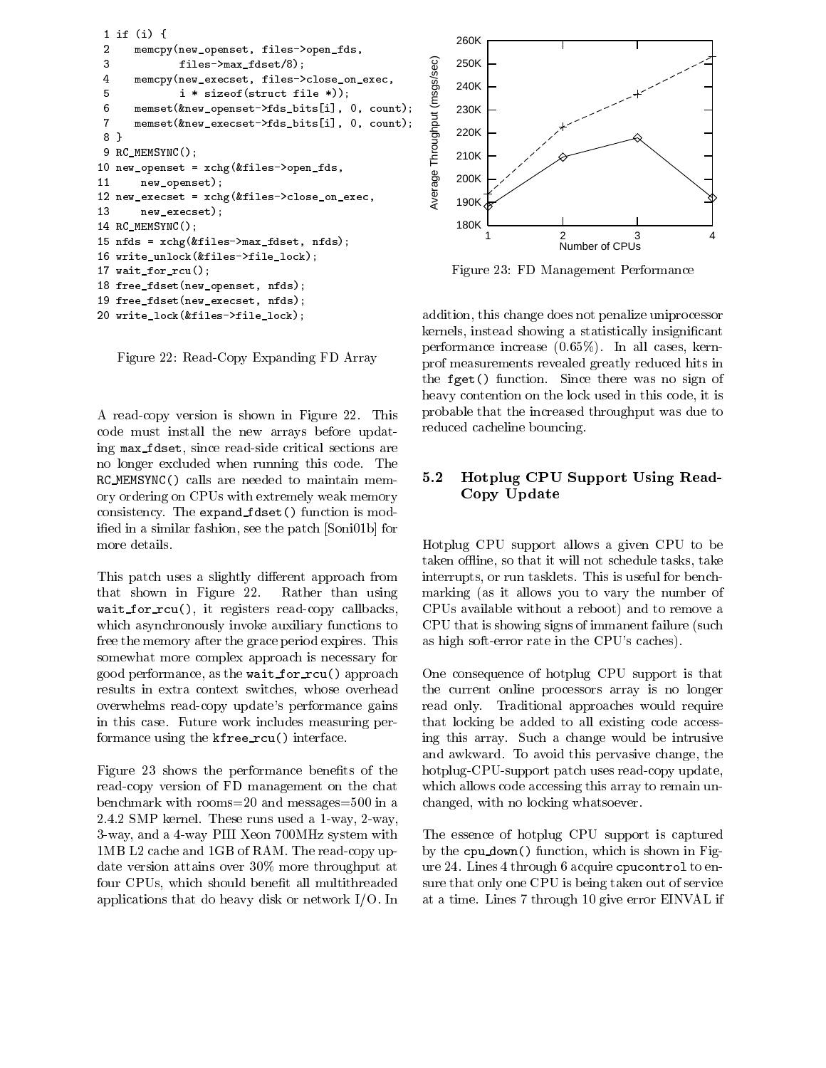```
 1 if (i) {
 2    memcpy(new_openset, files->open_fds,
 3           files->max_fdset/8);
 4    memcpy(new_execset, files->close_on_exec,
 5           i * sizeof(struct file *));
 6    memset(&new_openset->fds_bits[i], 0, count);
 7    memset(&new_execset->fds_bits[i], 0, count);
 8 }
 9 RC_MEMSYNC();
10 new_openset = xchg(&files->open_fds,
11     new_openset);
12 new_execset = xchg(&files->close_on_exec,
13     new_execset);
14 RC_MEMSYNC();
15 nfds = xchg(&files->max_fdset, nfds);
16 write_unlock(&files->file_lock);
17 wait_for_rcu();
18 free_fdset(new_openset, nfds);
19 free_fdset(new_execset, nfds);
20 write_lock(&files->file_lock);
```

Figure 22: Read-Copy Expanding FD Array

A read-copy version is shown in Figure 22. This code must install the new arrays before updating max_fdset, since read-side critical sections are no longer excluded when running this code. The RC_MEMSYNC() calls are needed to maintain memory ordering on CPUs with extremely weak memory consistency. The expand_fdset() function is modified in a similar fashion, see the patch [Soni01b] for more details.

This patch uses a slightly different approach from that shown in Figure 22. Rather than using wait_for_rcu(), it registers read-copy callbacks, which asynchronously invoke auxiliary functions to free the memory after the grace period expires. This somewhat more complex approach is necessary for good performance, as the wait_for_rcu() approach results in extra context switches, whose overhead overwhelms read-copy update's performance gains in this case. Future work includes measuring performance using the kfree_rcu() interface.

Figure 23 shows the performance benefits of the read-copy version of FD management on the chat benchmark with rooms=20 and messages=500 in a 2.4.2 SMP kernel. These runs used a 1-way, 2-way, 3-way, and a 4-way PIII Xeon 700MHz system with 1MB L2 cache and 1GB of RAM. The read-copy update version attains over 30% more throughput at four CPUs, which should benefit all multithreaded applications that do heavy disk or network I/O. In addition, this change does not penalize uniprocessor kernels, instead showing a statistically insignificant performance increase (0.65%). In all cases, kernprof measurements revealed greatly reduced hits in the fget() function. Since there was no sign of heavy contention on the lock used in this code, it is probable that the increased throughput was due to reduced cacheline bouncing.

Figure 23: FD Management Performance

## 5.2 Hotplug CPU Support Using Read-Copy Update

Hotplug CPU support allows a given CPU to be taken offline, so that it will not schedule tasks, take interrupts, or run tasklets. This is useful for benchmarking (as it allows you to vary the number of CPUs available without a reboot) and to remove a CPU that is showing signs of immanent failure (such as high soft-error rate in the CPU's caches).

One consequence of hotplug CPU support is that the current online processors array is no longer read only. Traditional approaches would require that locking be added to all existing code accessing this array. Such a change would be intrusive and awkward. To avoid this pervasive change, the hotplug-CPU-support patch uses read-copy update, which allows code accessing this array to remain unchanged, with no locking whatsoever.

The essence of hotplug CPU support is captured by the cpu_down() function, which is shown in Figure 24. Lines 4 through 6 acquire cpucontrol to ensure that only one CPU is being taken out of service at a time. Lines 7 through 10 give error EINVAL if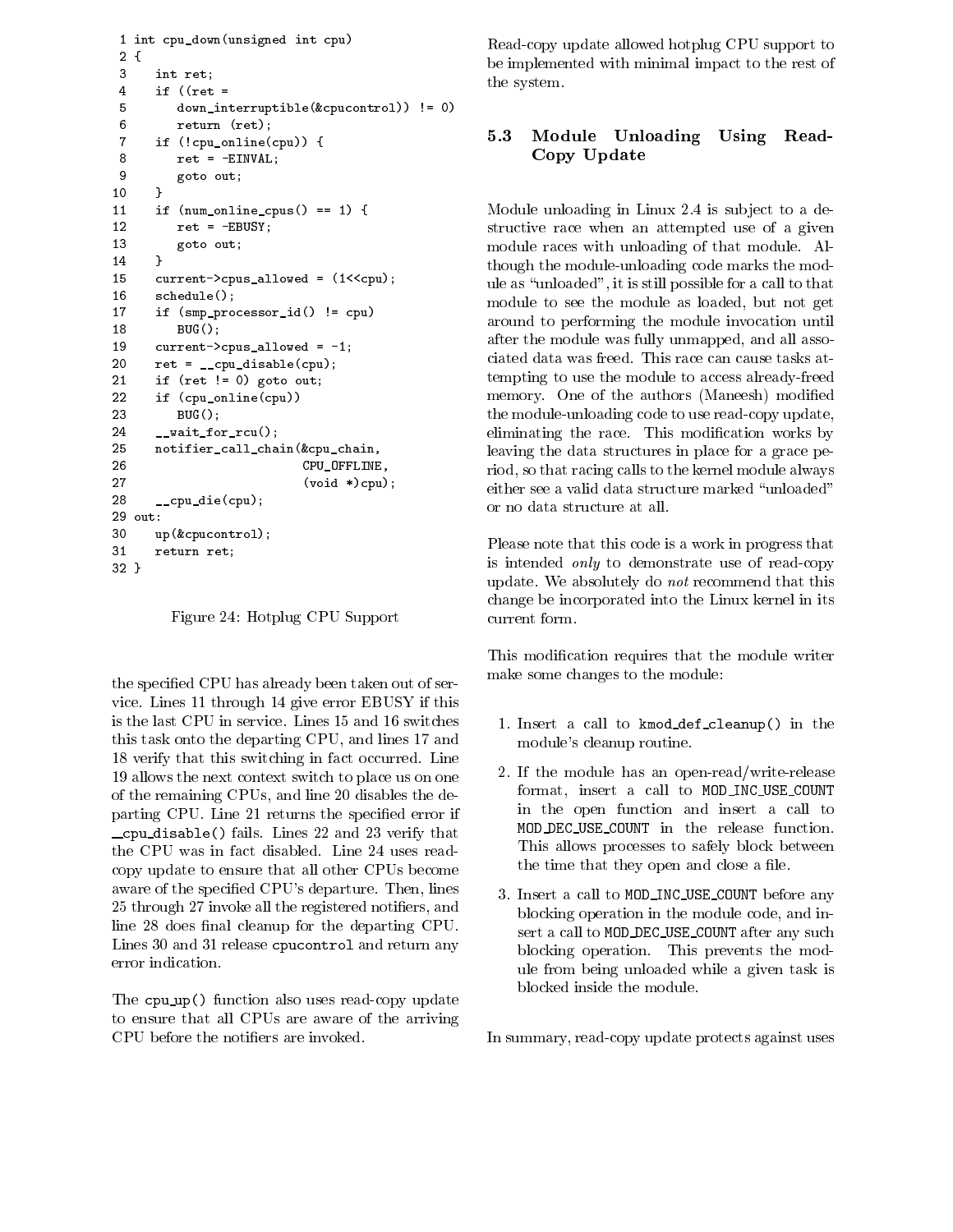```
 1 int cpu_down(unsigned int cpu)
 2 {
 3    int ret;
 4    if ((ret =
 5       down_interruptible(&cpucontrol)) != 0)
 6       return (ret);
 7    if (!cpu_online(cpu)) {
 8       ret = -EINVAL;
 9       goto out;
10    }
11    if (num_online_cpus() == 1) {
12       ret = -EBUSY;
13       goto out;
14    }
15    current->cpus_allowed = (1<<cpu);
16    schedule();
17    if (smp_processor_id() != cpu)
18       BUG();
19    current->cpus_allowed = -1;
20    ret = __cpu_disable(cpu);
21    if (ret != 0) goto out;
22    if (cpu_online(cpu))
23       BUG();
24    __wait_for_rcu();
25    notifier_call_chain(&cpu_chain,
26                        CPU_OFFLINE,
27                        (void *)cpu);
28    __cpu_die(cpu);
29 out:
30    up(&cpucontrol);
31    return ret;
32 }
```

Figure 24: Hotplug CPU Support

the specified CPU has already been taken out of service. Lines 11 through 14 give error EBUSY if this is the last CPU in service. Lines 15 and 16 switches this task onto the departing CPU, and lines 17 and 18 verify that this switching in fact occurred. Line 19 allows the next context switch to place us on one of the remaining CPUs, and line 20 disables the departing CPU. Line 21 returns the specified error if `__cpu_disable()` fails. Lines 22 and 23 verify that the CPU was in fact disabled. Line 24 uses read-copy update to ensure that all other CPUs become aware of the specified CPU's departure. Then, lines 25 through 27 invoke all the registered notifiers, and line 28 does final cleanup for the departing CPU. Lines 30 and 31 release `cpucontrol` and return any error indication.

The `cpu_up()` function also uses read-copy update to ensure that all CPUs are aware of the arriving CPU before the notifiers are invoked.

Read-copy update allowed hotplug CPU support to be implemented with minimal impact to the rest of the system.

### 5.3 Module Unloading Using Read-Copy Update

Module unloading in Linux 2.4 is subject to a destructive race when an attempted use of a given module races with unloading of that module. Although the module-unloading code marks the module as "unloaded", it is still possible for a call to that module to see the module as loaded, but not get around to performing the module invocation until after the module was fully unmapped, and all associated data was freed. This race can cause tasks attempting to use the module to access already-freed memory. One of the authors (Maneesh) modified the module-unloading code to use read-copy update, eliminating the race. This modification works by leaving the data structures in place for a grace period, so that racing calls to the kernel module always either see a valid data structure marked "unloaded" or no data structure at all.

Please note that this code is a work in progress that is intended *only* to demonstrate use of read-copy update. We absolutely do *not* recommend that this change be incorporated into the Linux kernel in its current form.

This modification requires that the module writer make some changes to the module:

1. Insert a call to `kmod_def_cleanup()` in the module's cleanup routine.
2. If the module has an open-read/write-release format, insert a call to `MOD_INC_USE_COUNT` in the open function and insert a call to `MOD_DEC_USE_COUNT` in the release function. This allows processes to safely block between the time that they open and close a file.
3. Insert a call to `MOD_INC_USE_COUNT` before any blocking operation in the module code, and insert a call to `MOD_DEC_USE_COUNT` after any such blocking operation. This prevents the module from being unloaded while a given task is blocked inside the module.

In summary, read-copy update protects against uses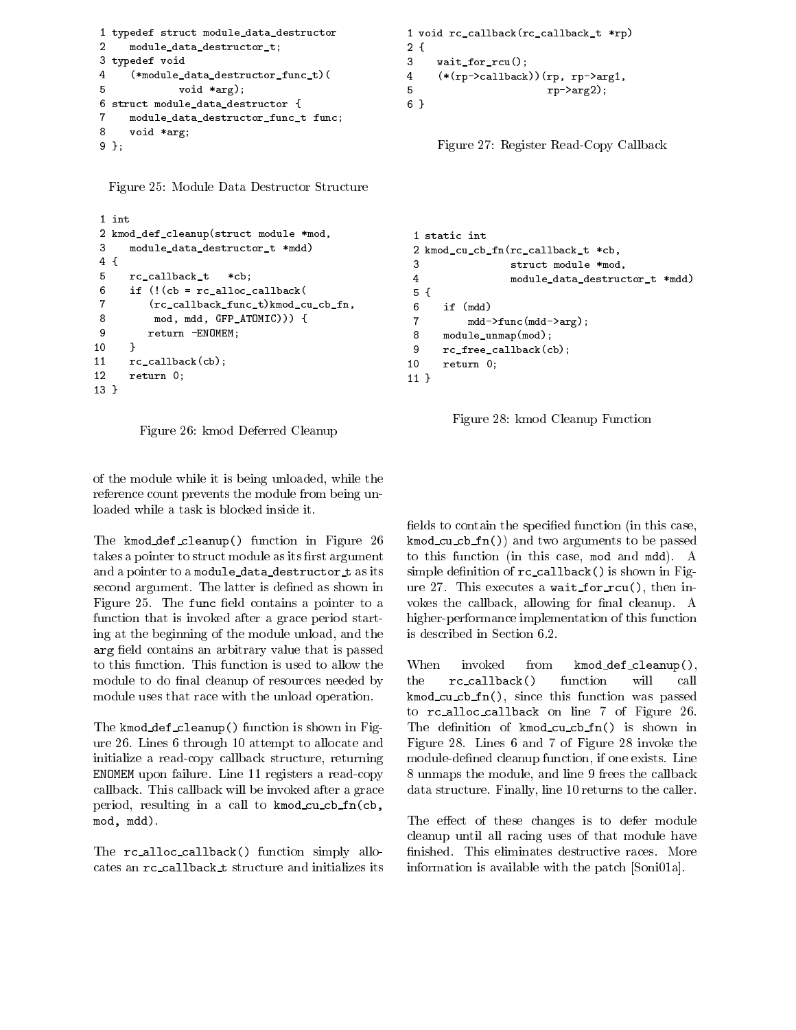```
1 typedef struct module_data_destructor
2    module_data_destructor_t;
3 typedef void
4    (*module_data_destructor_func_t)(
5           void *arg);
6 struct module_data_destructor {
7    module_data_destructor_func_t func;
8    void *arg;
9 };
```

Figure 25: Module Data Destructor Structure

```
1 int
2 kmod_def_cleanup(struct module *mod,
3    module_data_destructor_t *mdd)
4 {
5    rc_callback_t   *cb;
6    if (!(cb = rc_alloc_callback(
7       (rc_callback_func_t)kmod_cu_cb_fn,
8        mod, mdd, GFP_ATOMIC))) {
9       return -ENOMEM;
10   }
11   rc_callback(cb);
12   return 0;
13 }
```

Figure 26: kmod Deferred Cleanup

of the module while it is being unloaded, while the reference count prevents the module from being unloaded while a task is blocked inside it.

The kmod_def_cleanup() function in Figure 26 takes a pointer to struct module as its first argument and a pointer to a module_data_destructor_t as its second argument. The latter is defined as shown in Figure 25. The func field contains a pointer to a function that is invoked after a grace period starting at the beginning of the module unload, and the arg field contains an arbitrary value that is passed to this function. This function is used to allow the module to do final cleanup of resources needed by module uses that race with the unload operation.

The kmod_def_cleanup() function is shown in Figure 26. Lines 6 through 10 attempt to allocate and initialize a read-copy callback structure, returning ENOMEM upon failure. Line 11 registers a read-copy callback. This callback will be invoked after a grace period, resulting in a call to kmod_cu_cb_fn(cb, mod, mdd).

The rc_alloc_callback() function simply allocates an rc_callback_t structure and initializes its fields to contain the specified function (in this case, kmod_cu_cb_fn()) and two arguments to be passed to this function (in this case, mod and mdd). A simple definition of rc_callback() is shown in Figure 27. This executes a wait_for_rcu(), then invokes the callback, allowing for final cleanup. A higher-performance implementation of this function is described in Section 6.2.

```
1 void rc_callback(rc_callback_t *rp)
2 {
3    wait_for_rcu();
4    (*(rp->callback))(rp, rp->arg1,
5                      rp->arg2);
6 }
```

Figure 27: Register Read-Copy Callback

```
1 static int
2 kmod_cu_cb_fn(rc_callback_t *cb,
3               struct module *mod,
4               module_data_destructor_t *mdd)
5 {
6    if (mdd)
7        mdd->func(mdd->arg);
8    module_unmap(mod);
9    rc_free_callback(cb);
10   return 0;
11 }
```

Figure 28: kmod Cleanup Function

When invoked from kmod_def_cleanup(), the rc_callback() function will call kmod_cu_cb_fn(), since this function was passed to rc_alloc_callback on line 7 of Figure 26. The definition of kmod_cu_cb_fn() is shown in Figure 28. Lines 6 and 7 of Figure 28 invoke the module-defined cleanup function, if one exists. Line 8 unmaps the module, and line 9 frees the callback data structure. Finally, line 10 returns to the caller.

The effect of these changes is to defer module cleanup until all racing uses of that module have finished. This eliminates destructive races. More information is available with the patch [Soni01a].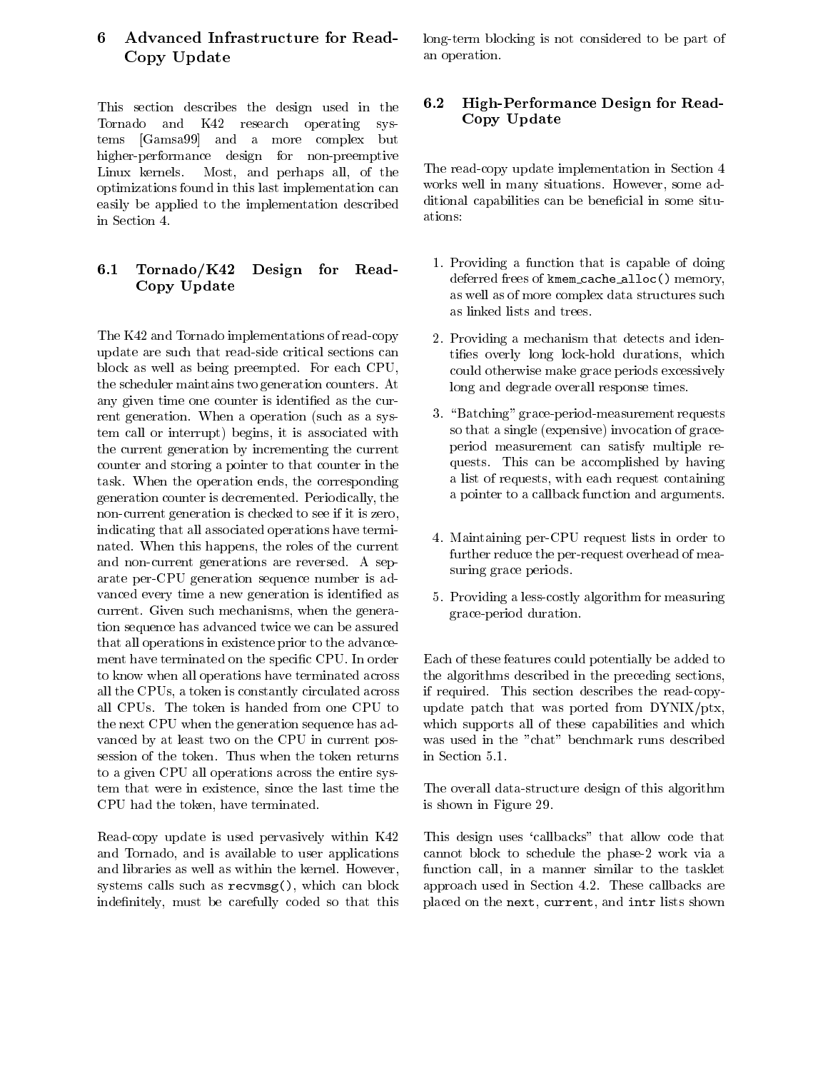# 6 Advanced Infrastructure for Read-Copy Update

This section describes the design used in the Tornado and K42 research operating systems [Gamsa99] and a more complex but higher-performance design for non-preemptive Linux kernels. Most, and perhaps all, of the optimizations found in this last implementation can easily be applied to the implementation described in Section 4.

## 6.1 Tornado/K42 Design for Read-Copy Update

The K42 and Tornado implementations of read-copy update are such that read-side critical sections can block as well as being preempted. For each CPU, the scheduler maintains two generation counters. At any given time one counter is identified as the current generation. When a operation (such as a system call or interrupt) begins, it is associated with the current generation by incrementing the current counter and storing a pointer to that counter in the task. When the operation ends, the corresponding generation counter is decremented. Periodically, the non-current generation is checked to see if it is zero, indicating that all associated operations have terminated. When this happens, the roles of the current and non-current generations are reversed. A separate per-CPU generation sequence number is advanced every time a new generation is identified as current. Given such mechanisms, when the generation sequence has advanced twice we can be assured that all operations in existence prior to the advancement have terminated on the specific CPU. In order to know when all operations have terminated across all the CPUs, a token is constantly circulated across all CPUs. The token is handed from one CPU to the next CPU when the generation sequence has advanced by at least two on the CPU in current possession of the token. Thus when the token returns to a given CPU all operations across the entire system that were in existence, since the last time the CPU had the token, have terminated.

Read-copy update is used pervasively within K42 and Tornado, and is available to user applications and libraries as well as within the kernel. However, systems calls such as `recvmsg()`, which can block indefinitely, must be carefully coded so that this long-term blocking is not considered to be part of an operation.

## 6.2 High-Performance Design for Read-Copy Update

The read-copy update implementation in Section 4 works well in many situations. However, some additional capabilities can be beneficial in some situations:

1. Providing a function that is capable of doing deferred frees of `kmem_cache_alloc()` memory, as well as of more complex data structures such as linked lists and trees.
2. Providing a mechanism that detects and identifies overly long lock-hold durations, which could otherwise make grace periods excessively long and degrade overall response times.
3. "Batching" grace-period-measurement requests so that a single (expensive) invocation of grace-period measurement can satisfy multiple requests. This can be accomplished by having a list of requests, with each request containing a pointer to a callback function and arguments.
4. Maintaining per-CPU request lists in order to further reduce the per-request overhead of measuring grace periods.
5. Providing a less-costly algorithm for measuring grace-period duration.

Each of these features could potentially be added to the algorithms described in the preceding sections, if required. This section describes the read-copy-update patch that was ported from DYNIX/ptx, which supports all of these capabilities and which was used in the "chat" benchmark runs described in Section 5.1.

The overall data-structure design of this algorithm is shown in Figure 29.

This design uses 'callbacks" that allow code that cannot block to schedule the phase-2 work via a function call, in a manner similar to the tasklet approach used in Section 4.2. These callbacks are placed on the `next`, `current`, and `intr` lists shown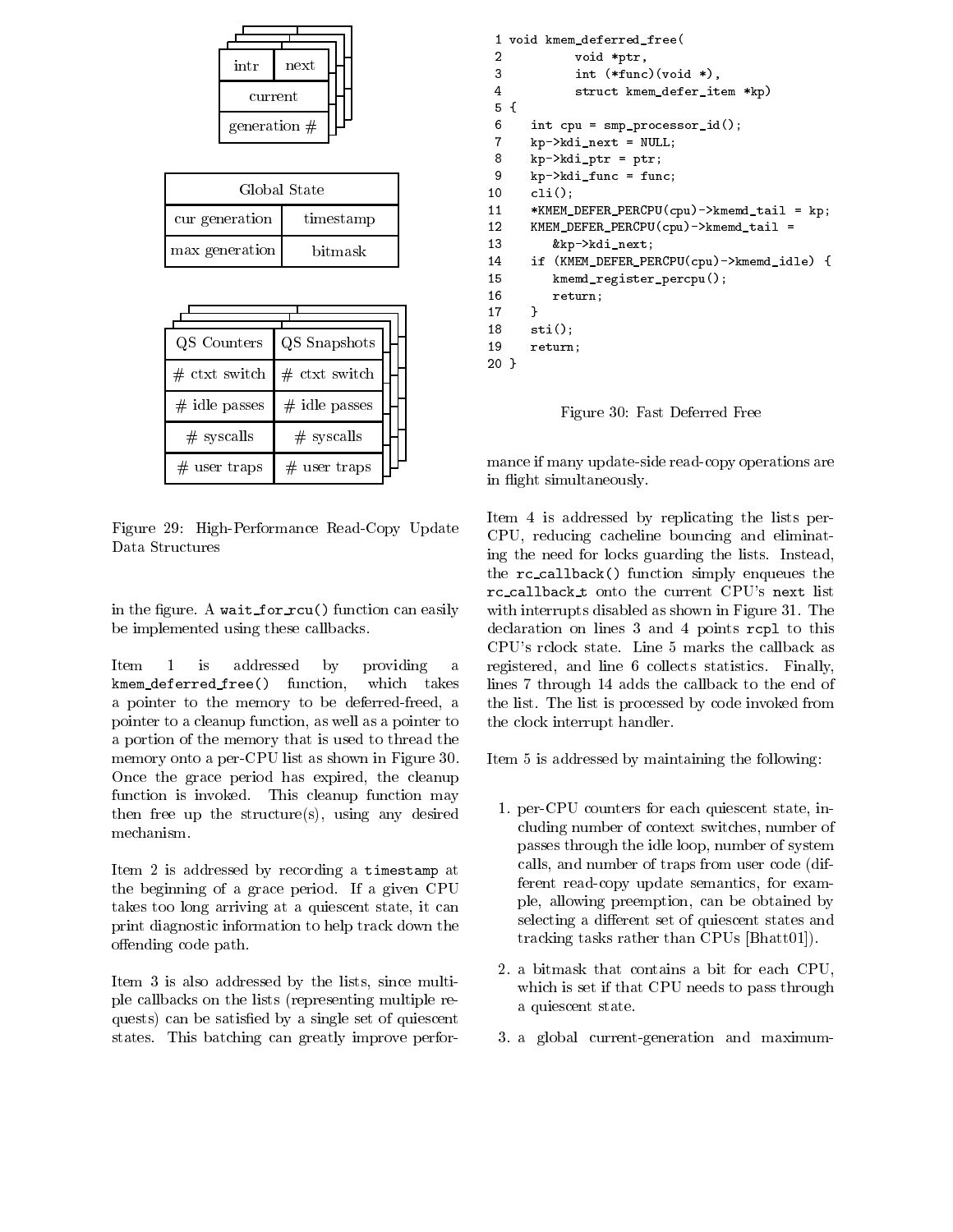| intr | next |
|---|---|
| current | |
| generation # | |

| Global State | |
|---|---|
| cur generation | timestamp |
| max generation | bitmask |

| QS Counters | QS Snapshots |
|---|---|
| # ctxt switch | # ctxt switch |
| # idle passes | # idle passes |
| # syscalls | # syscalls |
| # user traps | # user traps |

Figure 29: High-Performance Read-Copy Update Data Structures

in the figure. A wait_for_rcu() function can easily be implemented using these callbacks.

Item 1 is addressed by providing a kmem_deferred_free() function, which takes a pointer to the memory to be deferred-freed, a pointer to a cleanup function, as well as a pointer to a portion of the memory that is used to thread the memory onto a per-CPU list as shown in Figure 30. Once the grace period has expired, the cleanup function is invoked. This cleanup function may then free up the structure(s), using any desired mechanism.

Item 2 is addressed by recording a timestamp at the beginning of a grace period. If a given CPU takes too long arriving at a quiescent state, it can print diagnostic information to help track down the offending code path.

Item 3 is also addressed by the lists, since multiple callbacks on the lists (representing multiple requests) can be satisfied by a single set of quiescent states. This batching can greatly improve performance if many update-side read-copy operations are in flight simultaneously.

```
 1 void kmem_deferred_free(
 2         void *ptr,
 3         int (*func)(void *),
 4         struct kmem_defer_item *kp)
 5 {
 6    int cpu = smp_processor_id();
 7    kp->kdi_next = NULL;
 8    kp->kdi_ptr = ptr;
 9    kp->kdi_func = func;
10    cli();
11    *KMEM_DEFER_PERCPU(cpu)->kmemd_tail = kp;
12    KMEM_DEFER_PERCPU(cpu)->kmemd_tail =
13       &kp->kdi_next;
14    if (KMEM_DEFER_PERCPU(cpu)->kmemd_idle) {
15       kmemd_register_percpu();
16       return;
17    }
18    sti();
19    return;
20 }
```

Figure 30: Fast Deferred Free

Item 4 is addressed by replicating the lists per-CPU, reducing cacheline bouncing and eliminating the need for locks guarding the lists. Instead, the rc_callback() function simply enqueues the rc_callback_t onto the current CPU's next list with interrupts disabled as shown in Figure 31. The declaration on lines 3 and 4 points rcpl to this CPU's rclock state. Line 5 marks the callback as registered, and line 6 collects statistics. Finally, lines 7 through 14 adds the callback to the end of the list. The list is processed by code invoked from the clock interrupt handler.

Item 5 is addressed by maintaining the following:

1. per-CPU counters for each quiescent state, including number of context switches, number of passes through the idle loop, number of system calls, and number of traps from user code (different read-copy update semantics, for example, allowing preemption, can be obtained by selecting a different set of quiescent states and tracking tasks rather than CPUs [Bhatt01]).
2. a bitmask that contains a bit for each CPU, which is set if that CPU needs to pass through a quiescent state.
3. a global current-generation and maximum-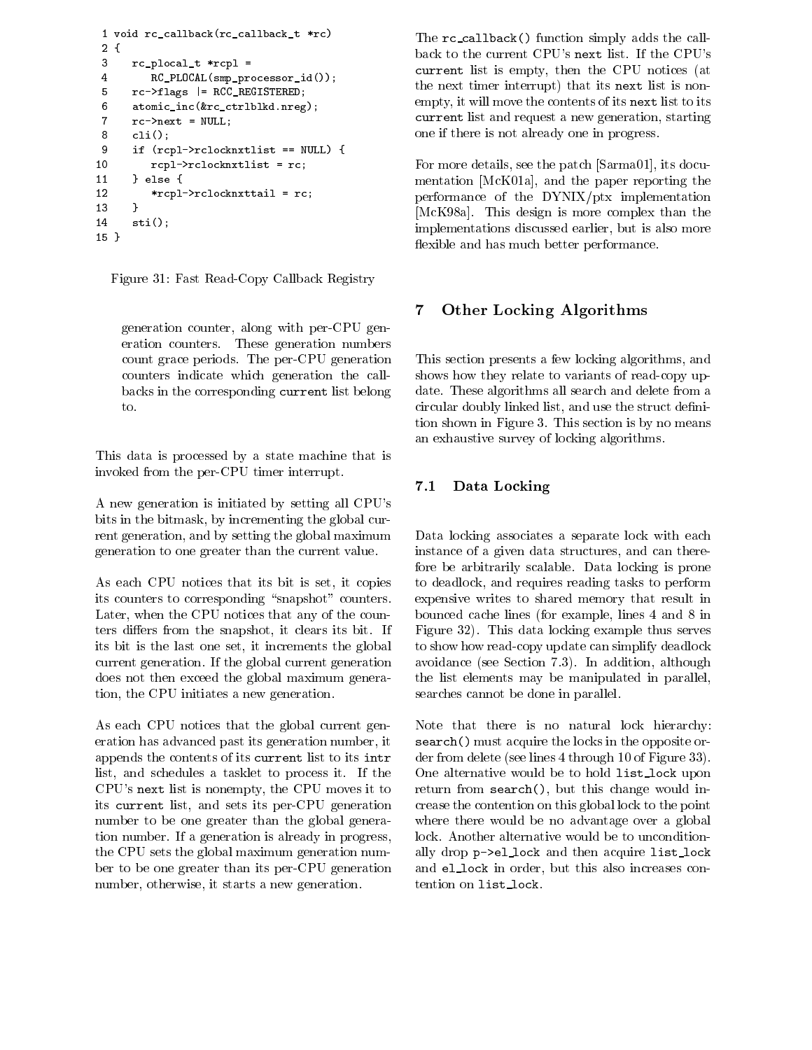```
 1 void rc_callback(rc_callback_t *rc)
 2 {
 3    rc_plocal_t *rcpl =
 4       RC_PLOCAL(smp_processor_id());
 5    rc->flags |= RCC_REGISTERED;
 6    atomic_inc(&rc_ctrlblkd.nreg);
 7    rc->next = NULL;
 8    cli();
 9    if (rcpl->rclocknxtlist == NULL) {
10       rcpl->rclocknxtlist = rc;
11    } else {
12       *rcpl->rclocknxttail = rc;
13    }
14    sti();
15 }
```

Figure 31: Fast Read-Copy Callback Registry

generation counter, along with per-CPU generation counters. These generation numbers count grace periods. The per-CPU generation counters indicate which generation the callbacks in the corresponding `current` list belong to.

This data is processed by a state machine that is invoked from the per-CPU timer interrupt.

A new generation is initiated by setting all CPU's bits in the bitmask, by incrementing the global current generation, and by setting the global maximum generation to one greater than the current value.

As each CPU notices that its bit is set, it copies its counters to corresponding "snapshot" counters. Later, when the CPU notices that any of the counters differs from the snapshot, it clears its bit. If its bit is the last one set, it increments the global current generation. If the global current generation does not then exceed the global maximum generation, the CPU initiates a new generation.

As each CPU notices that the global current generation has advanced past its generation number, it appends the contents of its `current` list to its `intr` list, and schedules a tasklet to process it. If the CPU's `next` list is nonempty, the CPU moves it to its `current` list, and sets its per-CPU generation number to be one greater than the global generation number. If a generation is already in progress, the CPU sets the global maximum generation number to be one greater than its per-CPU generation number, otherwise, it starts a new generation.

The `rc_callback()` function simply adds the callback to the current CPU's `next` list. If the CPU's `current` list is empty, then the CPU notices (at the next timer interrupt) that its `next` list is nonempty, it will move the contents of its `next` list to its `current` list and request a new generation, starting one if there is not already one in progress.

For more details, see the patch [Sarma01], its documentation [McK01a], and the paper reporting the performance of the DYNIX/ptx implementation [McK98a]. This design is more complex than the implementations discussed earlier, but is also more flexible and has much better performance.

## 7 Other Locking Algorithms

This section presents a few locking algorithms, and shows how they relate to variants of read-copy update. These algorithms all search and delete from a circular doubly linked list, and use the struct definition shown in Figure 3. This section is by no means an exhaustive survey of locking algorithms.

### 7.1 Data Locking

Data locking associates a separate lock with each instance of a given data structures, and can therefore be arbitrarily scalable. Data locking is prone to deadlock, and requires reading tasks to perform expensive writes to shared memory that result in bounced cache lines (for example, lines 4 and 8 in Figure 32). This data locking example thus serves to show how read-copy update can simplify deadlock avoidance (see Section 7.3). In addition, although the list elements may be manipulated in parallel, searches cannot be done in parallel.

Note that there is no natural lock hierarchy: `search()` must acquire the locks in the opposite order from delete (see lines 4 through 10 of Figure 33). One alternative would be to hold `list_lock` upon return from `search()`, but this change would increase the contention on this global lock to the point where there would be no advantage over a global lock. Another alternative would be to unconditionally drop `p->el_lock` and then acquire `list_lock` and `el_lock` in order, but this also increases contention on `list_lock`.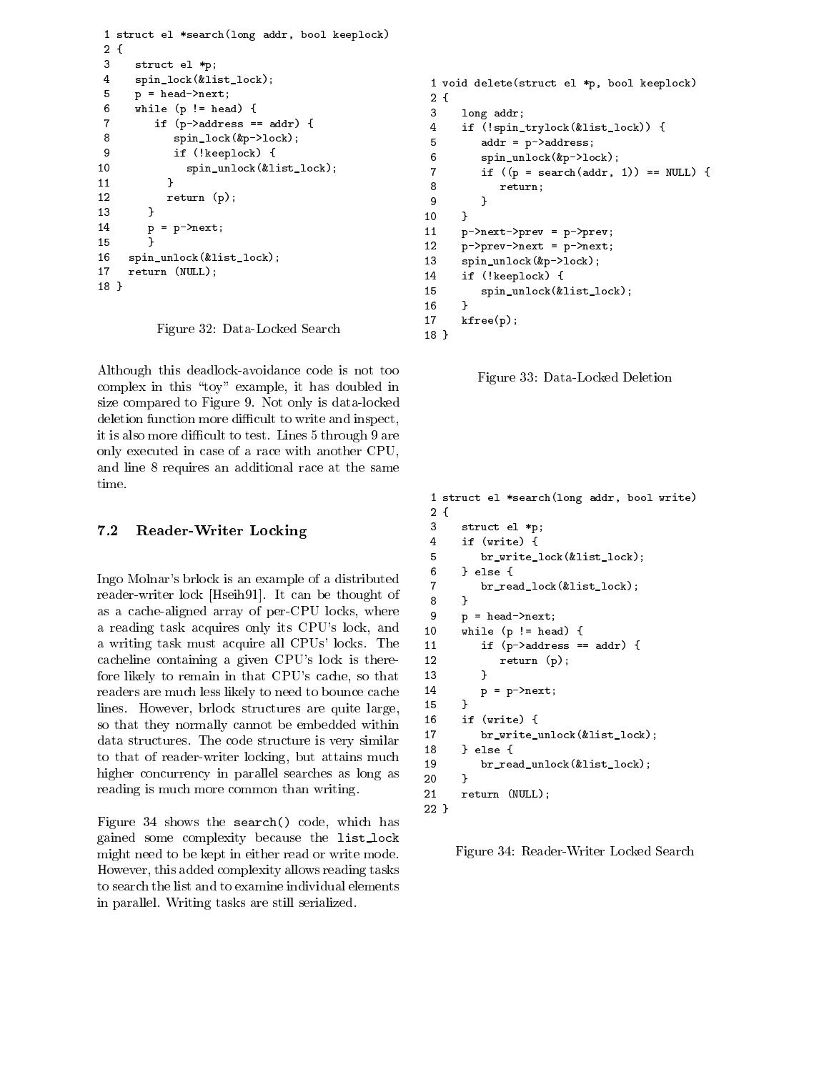```
 1 struct el *search(long addr, bool keeplock)
 2 {
 3    struct el *p;
 4    spin_lock(&list_lock);
 5    p = head->next;
 6    while (p != head) {
 7       if (p->address == addr) {
 8          spin_lock(&p->lock);
 9          if (!keeplock) {
10            spin_unlock(&list_lock);
11         }
12         return (p);
13      }
14      p = p->next;
15      }
16   spin_unlock(&list_lock);
17   return (NULL);
18 }
```

Figure 32: Data-Locked Search

```
 1 void delete(struct el *p, bool keeplock)
 2 {
 3    long addr;
 4    if (!spin_trylock(&list_lock)) {
 5       addr = p->address;
 6       spin_unlock(&p->lock);
 7       if ((p = search(addr, 1)) == NULL) {
 8          return;
 9       }
10    }
11    p->next->prev = p->prev;
12    p->prev->next = p->next;
13    spin_unlock(&p->lock);
14    if (!keeplock) {
15       spin_unlock(&list_lock);
16    }
17    kfree(p);
18 }
```

Figure 33: Data-Locked Deletion

Although this deadlock-avoidance code is not too complex in this "toy" example, it has doubled in size compared to Figure 9. Not only is data-locked deletion function more difficult to write and inspect, it is also more difficult to test. Lines 5 through 9 are only executed in case of a race with another CPU, and line 8 requires an additional race at the same time.

### 7.2 Reader-Writer Locking

Ingo Molnar's brlock is an example of a distributed reader-writer lock [Hseih91]. It can be thought of as a cache-aligned array of per-CPU locks, where a reading task acquires only its CPU's lock, and a writing task must acquire all CPUs' locks. The cacheline containing a given CPU's lock is therefore likely to remain in that CPU's cache, so that readers are much less likely to need to bounce cache lines. However, brlock structures are quite large, so that they normally cannot be embedded within data structures. The code structure is very similar to that of reader-writer locking, but attains much higher concurrency in parallel searches as long as reading is much more common than writing.

Figure 34 shows the `search()` code, which has gained some complexity because the `list_lock` might need to be kept in either read or write mode. However, this added complexity allows reading tasks to search the list and to examine individual elements in parallel. Writing tasks are still serialized.

```
 1 struct el *search(long addr, bool write)
 2 {
 3    struct el *p;
 4    if (write) {
 5       br_write_lock(&list_lock);
 6    } else {
 7       br_read_lock(&list_lock);
 8    }
 9    p = head->next;
10    while (p != head) {
11       if (p->address == addr) {
12          return (p);
13       }
14       p = p->next;
15    }
16    if (write) {
17       br_write_unlock(&list_lock);
18    } else {
19       br_read_unlock(&list_lock);
20    }
21    return (NULL);
22 }
```

Figure 34: Reader-Writer Locked Search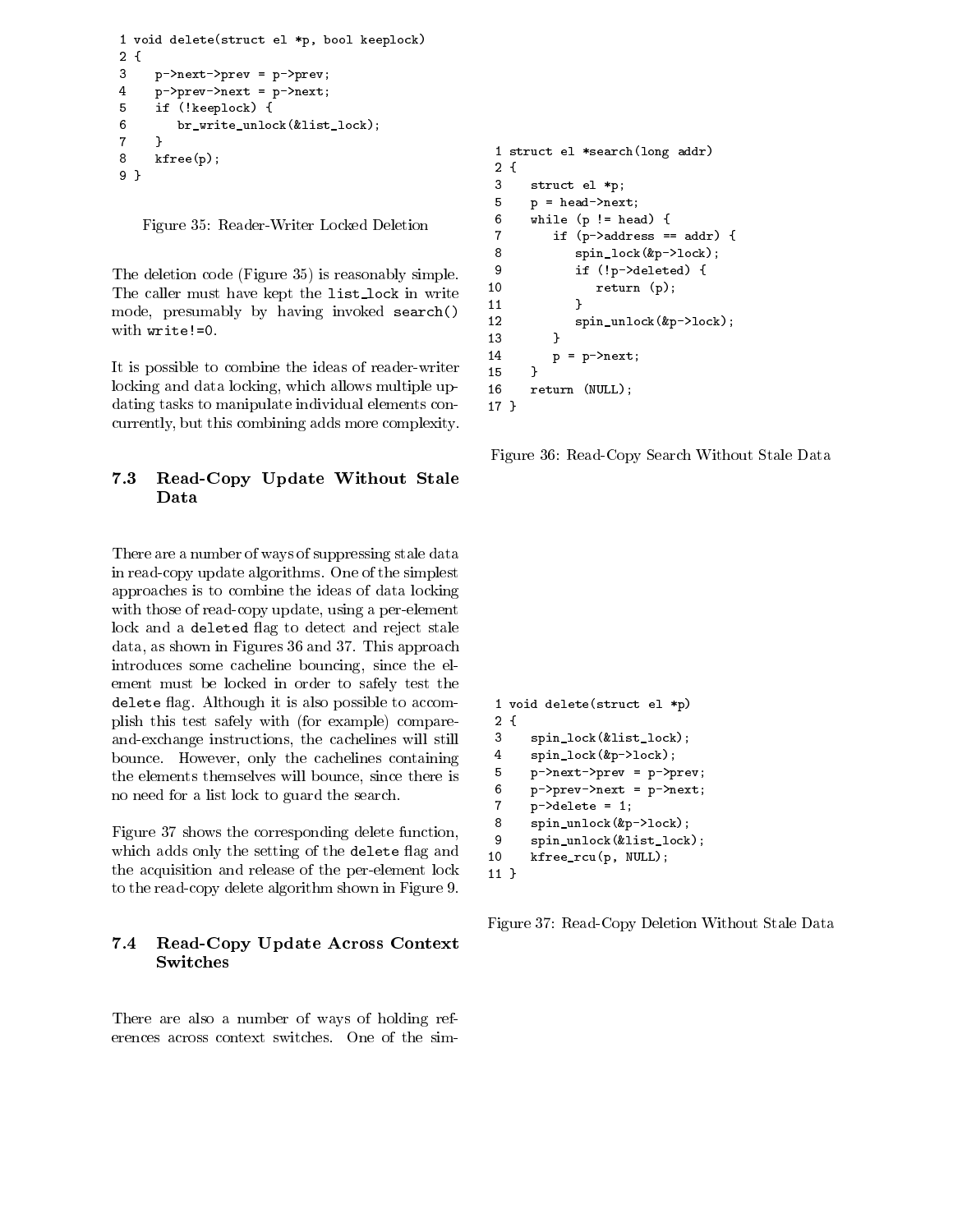```
1 void delete(struct el *p, bool keeplock)
2 {
3    p->next->prev = p->prev;
4    p->prev->next = p->next;
5    if (!keeplock) {
6       br_write_unlock(&list_lock);
7    }
8    kfree(p);
9 }
```

Figure 35: Reader-Writer Locked Deletion

The deletion code (Figure 35) is reasonably simple. The caller must have kept the list_lock in write mode, presumably by having invoked search() with write!=0.

It is possible to combine the ideas of reader-writer locking and data locking, which allows multiple updating tasks to manipulate individual elements concurrently, but this combining adds more complexity.

### 7.3 Read-Copy Update Without Stale Data

There are a number of ways of suppressing stale data in read-copy update algorithms. One of the simplest approaches is to combine the ideas of data locking with those of read-copy update, using a per-element lock and a deleted flag to detect and reject stale data, as shown in Figures 36 and 37. This approach introduces some cacheline bouncing, since the element must be locked in order to safely test the delete flag. Although it is also possible to accomplish this test safely with (for example) compare-and-exchange instructions, the cachelines will still bounce. However, only the cachelines containing the elements themselves will bounce, since there is no need for a list lock to guard the search.

Figure 37 shows the corresponding delete function, which adds only the setting of the delete flag and the acquisition and release of the per-element lock to the read-copy delete algorithm shown in Figure 9.

```
1 struct el *search(long addr)
2 {
3    struct el *p;
5    p = head->next;
6    while (p != head) {
7       if (p->address == addr) {
8          spin_lock(&p->lock);
9          if (!p->deleted) {
10            return (p);
11         }
12         spin_unlock(&p->lock);
13      }
14      p = p->next;
15   }
16   return (NULL);
17 }
```

Figure 36: Read-Copy Search Without Stale Data

```
1 void delete(struct el *p)
2 {
3    spin_lock(&list_lock);
4    spin_lock(&p->lock);
5    p->next->prev = p->prev;
6    p->prev->next = p->next;
7    p->delete = 1;
8    spin_unlock(&p->lock);
9    spin_unlock(&list_lock);
10   kfree_rcu(p, NULL);
11 }
```

Figure 37: Read-Copy Deletion Without Stale Data

### 7.4 Read-Copy Update Across Context Switches

There are also a number of ways of holding references across context switches. One of the sim-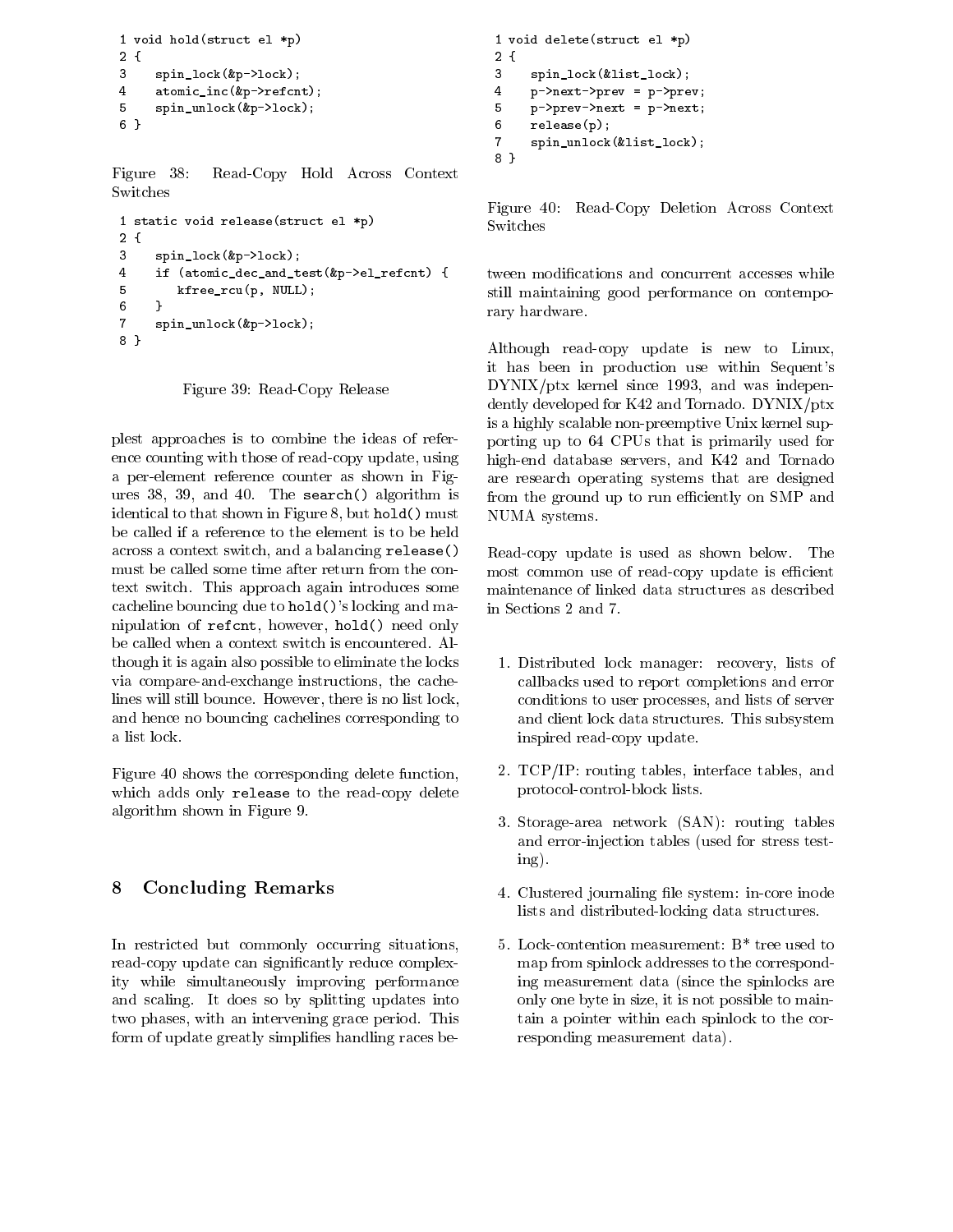```
1 void hold(struct el *p)
2 {
3    spin_lock(&p->lock);
4    atomic_inc(&p->refcnt);
5    spin_unlock(&p->lock);
6 }
```

Figure 38: Read-Copy Hold Across Context Switches

```
1 static void release(struct el *p)
2 {
3    spin_lock(&p->lock);
4    if (atomic_dec_and_test(&p->el_refcnt) {
5       kfree_rcu(p, NULL);
6    }
7    spin_unlock(&p->lock);
8 }
```

Figure 39: Read-Copy Release

plest approaches is to combine the ideas of reference counting with those of read-copy update, using a per-element reference counter as shown in Figures 38, 39, and 40. The `search()` algorithm is identical to that shown in Figure 8, but `hold()` must be called if a reference to the element is to be held across a context switch, and a balancing `release()` must be called some time after return from the context switch. This approach again introduces some cacheline bouncing due to `hold()`'s locking and manipulation of `refcnt`, however, `hold()` need only be called when a context switch is encountered. Although it is again also possible to eliminate the locks via compare-and-exchange instructions, the cachelines will still bounce. However, there is no list lock, and hence no bouncing cachelines corresponding to a list lock.

Figure 40 shows the corresponding delete function, which adds only `release` to the read-copy delete algorithm shown in Figure 9.

```
1 void delete(struct el *p)
2 {
3    spin_lock(&list_lock);
4    p->next->prev = p->prev;
5    p->prev->next = p->next;
6    release(p);
7    spin_unlock(&list_lock);
8 }
```

Figure 40: Read-Copy Deletion Across Context Switches

## 8 Concluding Remarks

In restricted but commonly occurring situations, read-copy update can significantly reduce complexity while simultaneously improving performance and scaling. It does so by splitting updates into two phases, with an intervening grace period. This form of update greatly simplifies handling races between modifications and concurrent accesses while still maintaining good performance on contemporary hardware.

Although read-copy update is new to Linux, it has been in production use within Sequent's DYNIX/ptx kernel since 1993, and was independently developed for K42 and Tornado. DYNIX/ptx is a highly scalable non-preemptive Unix kernel supporting up to 64 CPUs that is primarily used for high-end database servers, and K42 and Tornado are research operating systems that are designed from the ground up to run efficiently on SMP and NUMA systems.

Read-copy update is used as shown below. The most common use of read-copy update is efficient maintenance of linked data structures as described in Sections 2 and 7.

1. Distributed lock manager: recovery, lists of callbacks used to report completions and error conditions to user processes, and lists of server and client lock data structures. This subsystem inspired read-copy update.
2. TCP/IP: routing tables, interface tables, and protocol-control-block lists.
3. Storage-area network (SAN): routing tables and error-injection tables (used for stress testing).
4. Clustered journaling file system: in-core inode lists and distributed-locking data structures.
5. Lock-contention measurement: B* tree used to map from spinlock addresses to the corresponding measurement data (since the spinlocks are only one byte in size, it is not possible to maintain a pointer within each spinlock to the corresponding measurement data).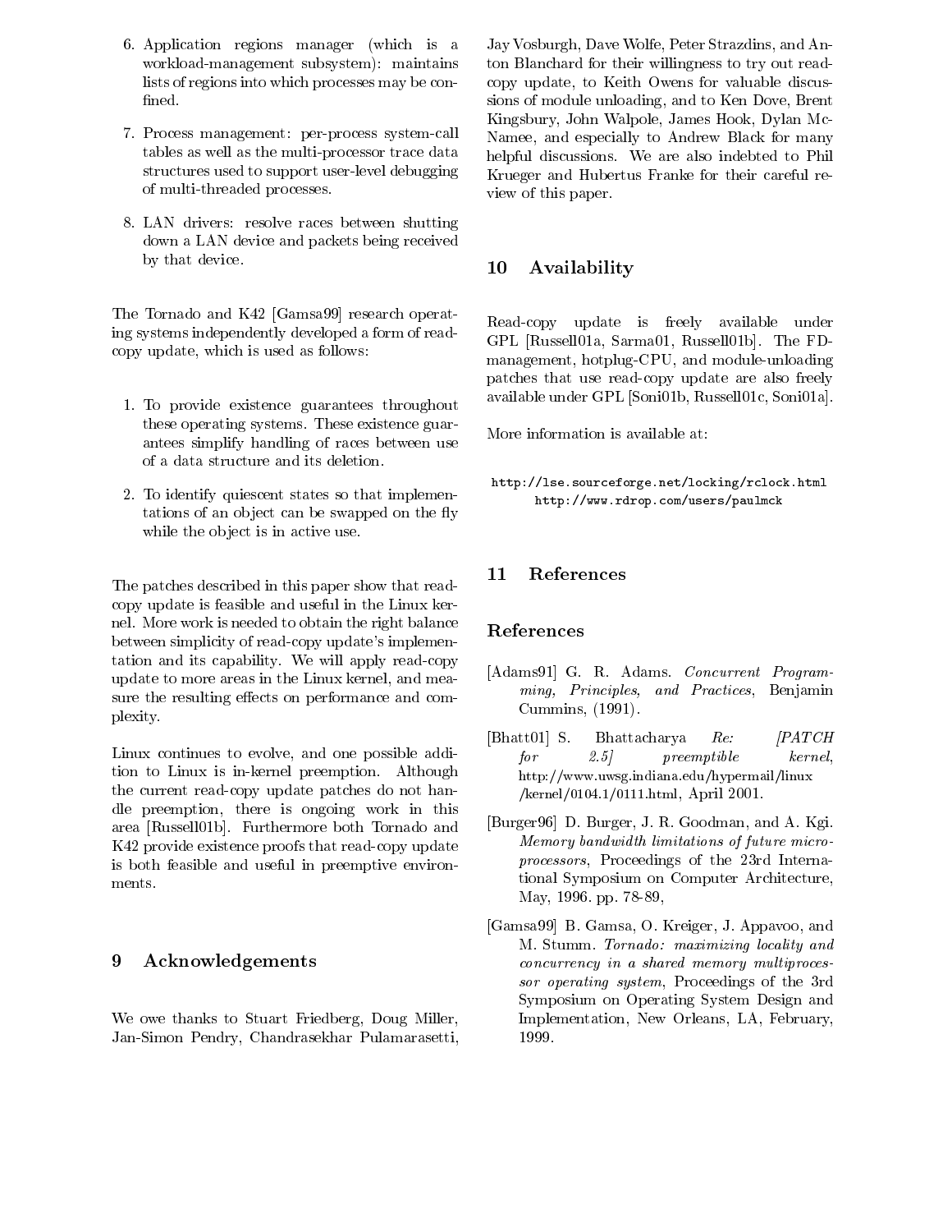6. Application regions manager (which is a workload-management subsystem): maintains lists of regions into which processes may be confined.

7. Process management: per-process system-call tables as well as the multi-processor trace data structures used to support user-level debugging of multi-threaded processes.

8. LAN drivers: resolve races between shutting down a LAN device and packets being received by that device.

The Tornado and K42 [Gamsa99] research operating systems independently developed a form of read-copy update, which is used as follows:

1. To provide existence guarantees throughout these operating systems. These existence guarantees simplify handling of races between use of a data structure and its deletion.

2. To identify quiescent states so that implementations of an object can be swapped on the fly while the object is in active use.

The patches described in this paper show that read-copy update is feasible and useful in the Linux kernel. More work is needed to obtain the right balance between simplicity of read-copy update's implementation and its capability. We will apply read-copy update to more areas in the Linux kernel, and measure the resulting effects on performance and complexity.

Linux continues to evolve, and one possible addition to Linux is in-kernel preemption. Although the current read-copy update patches do not handle preemption, there is ongoing work in this area [Russell01b]. Furthermore both Tornado and K42 provide existence proofs that read-copy update is both feasible and useful in preemptive environments.

## 9 Acknowledgements

We owe thanks to Stuart Friedberg, Doug Miller, Jan-Simon Pendry, Chandrasekhar Pulamarasetti, Jay Vosburgh, Dave Wolfe, Peter Strazdins, and Anton Blanchard for their willingness to try out read-copy update, to Keith Owens for valuable discussions of module unloading, and to Ken Dove, Brent Kingsbury, John Walpole, James Hook, Dylan McNamee, and especially to Andrew Black for many helpful discussions. We are also indebted to Phil Krueger and Hubertus Franke for their careful review of this paper.

## 10 Availability

Read-copy update is freely available under GPL [Russell01a, Sarma01, Russell01b]. The FD-management, hotplug-CPU, and module-unloading patches that use read-copy update are also freely available under GPL [Soni01b, Russell01c, Soni01a].

More information is available at:

```
http://lse.sourceforge.net/locking/rclock.html
http://www.rdrop.com/users/paulmck
```

## 11 References

### References

[Adams91] G. R. Adams. *Concurrent Programming, Principles, and Practices*, Benjamin Cummins, (1991).

[Bhatt01] S. Bhattacharya *Re: [PATCH for 2.5] preemptible kernel*, http://www.uwsg.indiana.edu/hypermail/linux/kernel/0104.1/0111.html, April 2001.

[Burger96] D. Burger, J. R. Goodman, and A. Kgi. *Memory bandwidth limitations of future microprocessors*, Proceedings of the 23rd International Symposium on Computer Architecture, May, 1996. pp. 78-89,

[Gamsa99] B. Gamsa, O. Kreiger, J. Appavoo, and M. Stumm. *Tornado: maximizing locality and concurrency in a shared memory multiprocessor operating system*, Proceedings of the 3rd Symposium on Operating System Design and Implementation, New Orleans, LA, February, 1999.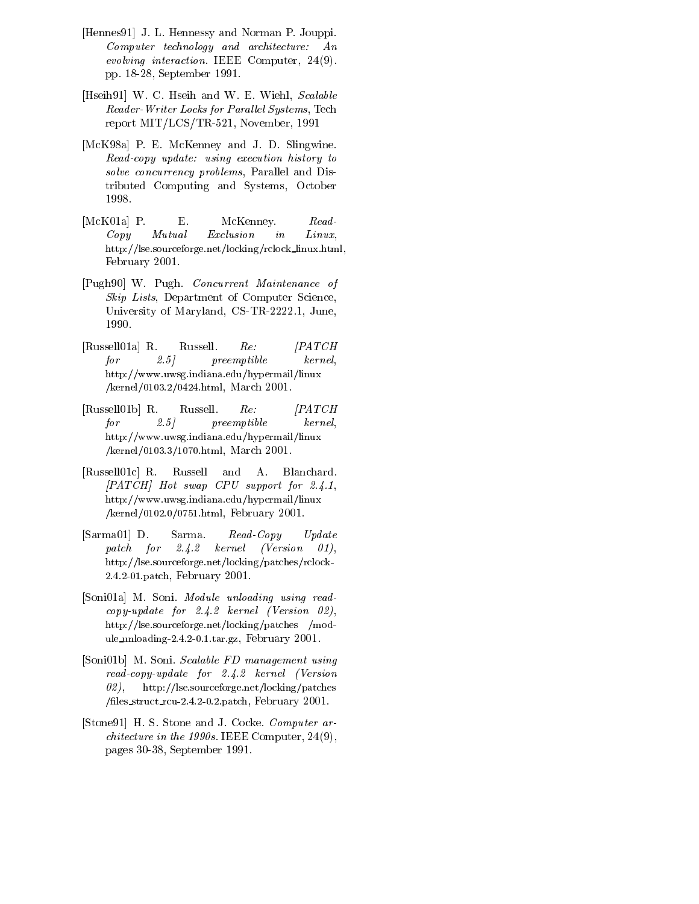[Hennes91] J. L. Hennessy and Norman P. Jouppi. *Computer technology and architecture: An evolving interaction*. IEEE Computer, 24(9). pp. 18-28, September 1991.

[Hseih91] W. C. Hseih and W. E. Wiehl, *Scalable Reader-Writer Locks for Parallel Systems*, Tech report MIT/LCS/TR-521, November, 1991

[McK98a] P. E. McKenney and J. D. Slingwine. *Read-copy update: using execution history to solve concurrency problems*, Parallel and Distributed Computing and Systems, October 1998.

[McK01a] P. E. McKenney. *Read-Copy Mutual Exclusion in Linux*, http://lse.sourceforge.net/locking/rclock_linux.html, February 2001.

[Pugh90] W. Pugh. *Concurrent Maintenance of Skip Lists*, Department of Computer Science, University of Maryland, CS-TR-2222.1, June, 1990.

[Russell01a] R. Russell. *Re: [PATCH for 2.5] preemptible kernel*, http://www.uwsg.indiana.edu/hypermail/linux/kernel/0103.2/0424.html, March 2001.

[Russell01b] R. Russell. *Re: [PATCH for 2.5] preemptible kernel*, http://www.uwsg.indiana.edu/hypermail/linux/kernel/0103.3/1070.html, March 2001.

[Russell01c] R. Russell and A. Blanchard. *[PATCH] Hot swap CPU support for 2.4.1*, http://www.uwsg.indiana.edu/hypermail/linux/kernel/0102.0/0751.html, February 2001.

[Sarma01] D. Sarma. *Read-Copy Update patch for 2.4.2 kernel (Version 01)*, http://lse.sourceforge.net/locking/patches/rclock-2.4.2-01.patch, February 2001.

[Soni01a] M. Soni. *Module unloading using read-copy-update for 2.4.2 kernel (Version 02)*, http://lse.sourceforge.net/locking/patches /module_unloading-2.4.2-0.1.tar.gz, February 2001.

[Soni01b] M. Soni. *Scalable FD management using read-copy-update for 2.4.2 kernel (Version 02)*, http://lse.sourceforge.net/locking/patches/files_struct_rcu-2.4.2-0.2.patch, February 2001.

[Stone91] H. S. Stone and J. Cocke. *Computer architecture in the 1990s*. IEEE Computer, 24(9), pages 30-38, September 1991.